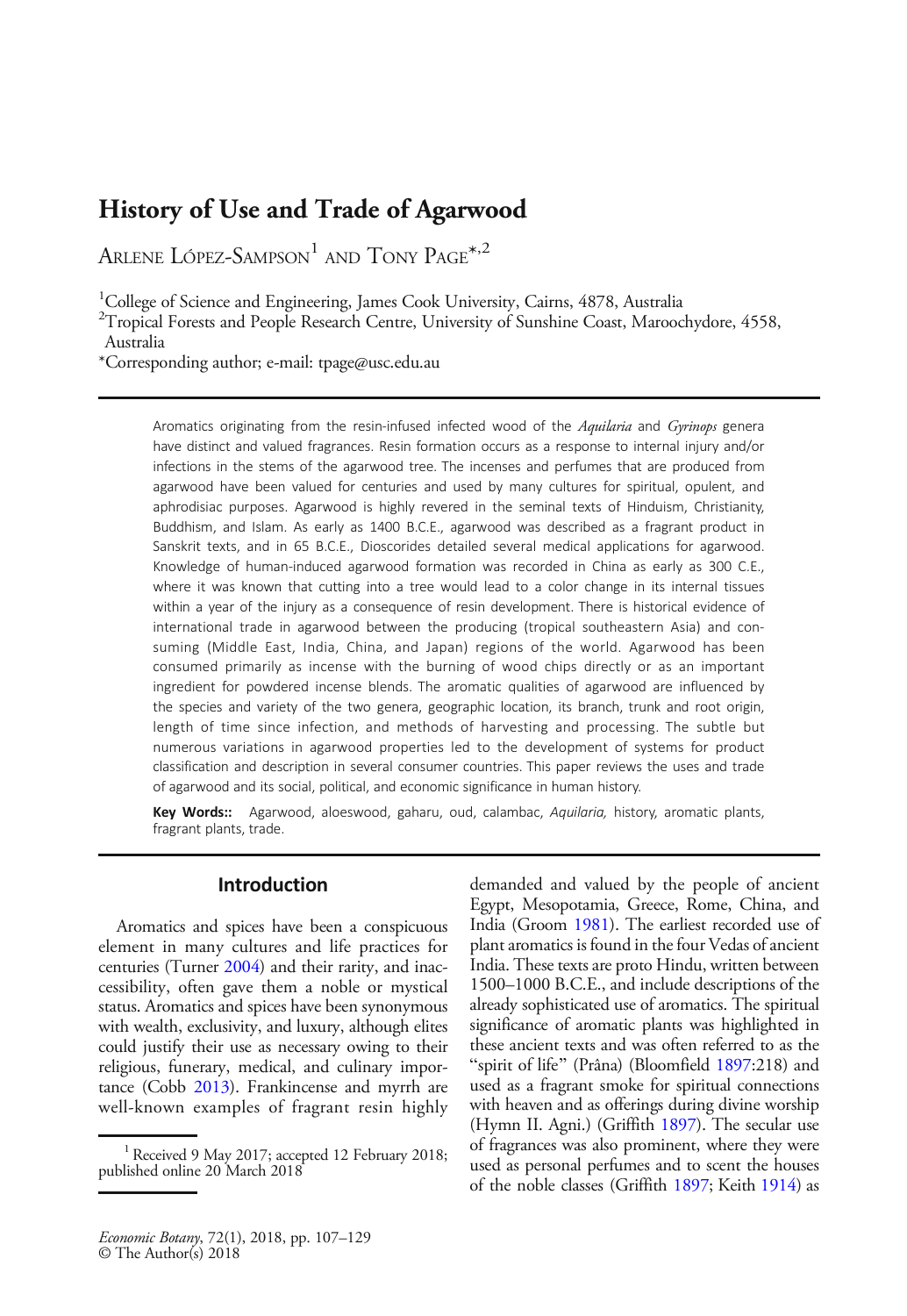# History of Use and Trade of Agarwood

ARLENE LÓPEZ-SAMPSON[1] AND TONY PAGE*,[2]

[1]College of Science and Engineering, James Cook University, Cairns, 4878, Australia
[2]Tropical Forests and People Research Centre, University of Sunshine Coast, Maroochydore, 4558, Australia
*Corresponding author; e-mail: tpage@usc.edu.au

Aromatics originating from the resin-infused infected wood of the *Aquilaria* and *Gyrinops* genera have distinct and valued fragrances. Resin formation occurs as a response to internal injury and/or infections in the stems of the agarwood tree. The incenses and perfumes that are produced from agarwood have been valued for centuries and used by many cultures for spiritual, opulent, and aphrodisiac purposes. Agarwood is highly revered in the seminal texts of Hinduism, Christianity, Buddhism, and Islam. As early as 1400 B.C.E., agarwood was described as a fragrant product in Sanskrit texts, and in 65 B.C.E., Dioscorides detailed several medical applications for agarwood. Knowledge of human-induced agarwood formation was recorded in China as early as 300 C.E., where it was known that cutting into a tree would lead to a color change in its internal tissues within a year of the injury as a consequence of resin development. There is historical evidence of international trade in agarwood between the producing (tropical southeastern Asia) and consuming (Middle East, India, China, and Japan) regions of the world. Agarwood has been consumed primarily as incense with the burning of wood chips directly or as an important ingredient for powdered incense blends. The aromatic qualities of agarwood are influenced by the species and variety of the two genera, geographic location, its branch, trunk and root origin, length of time since infection, and methods of harvesting and processing. The subtle but numerous variations in agarwood properties led to the development of systems for product classification and description in several consumer countries. This paper reviews the uses and trade of agarwood and its social, political, and economic significance in human history.

**Key Words::** Agarwood, aloeswood, gaharu, oud, calambac, *Aquilaria,* history, aromatic plants, fragrant plants, trade.

## Introduction

Aromatics and spices have been a conspicuous element in many cultures and life practices for centuries (Turner 2004) and their rarity, and inaccessibility, often gave them a noble or mystical status. Aromatics and spices have been synonymous with wealth, exclusivity, and luxury, although elites could justify their use as necessary owing to their religious, funerary, medical, and culinary importance (Cobb 2013). Frankincense and myrrh are well-known examples of fragrant resin highly demanded and valued by the people of ancient Egypt, Mesopotamia, Greece, Rome, China, and India (Groom 1981). The earliest recorded use of plant aromatics is found in the four Vedas of ancient India. These texts are proto Hindu, written between 1500–1000 B.C.E., and include descriptions of the already sophisticated use of aromatics. The spiritual significance of aromatic plants was highlighted in these ancient texts and was often referred to as the "spirit of life" (Prâna) (Bloomfield 1897:218) and used as a fragrant smoke for spiritual connections with heaven and as offerings during divine worship (Hymn II. Agni.) (Griffith 1897). The secular use of fragrances was also prominent, where they were used as personal perfumes and to scent the houses of the noble classes (Griffith 1897; Keith 1914) as

[1] Received 9 May 2017; accepted 12 February 2018; published online 20 March 2018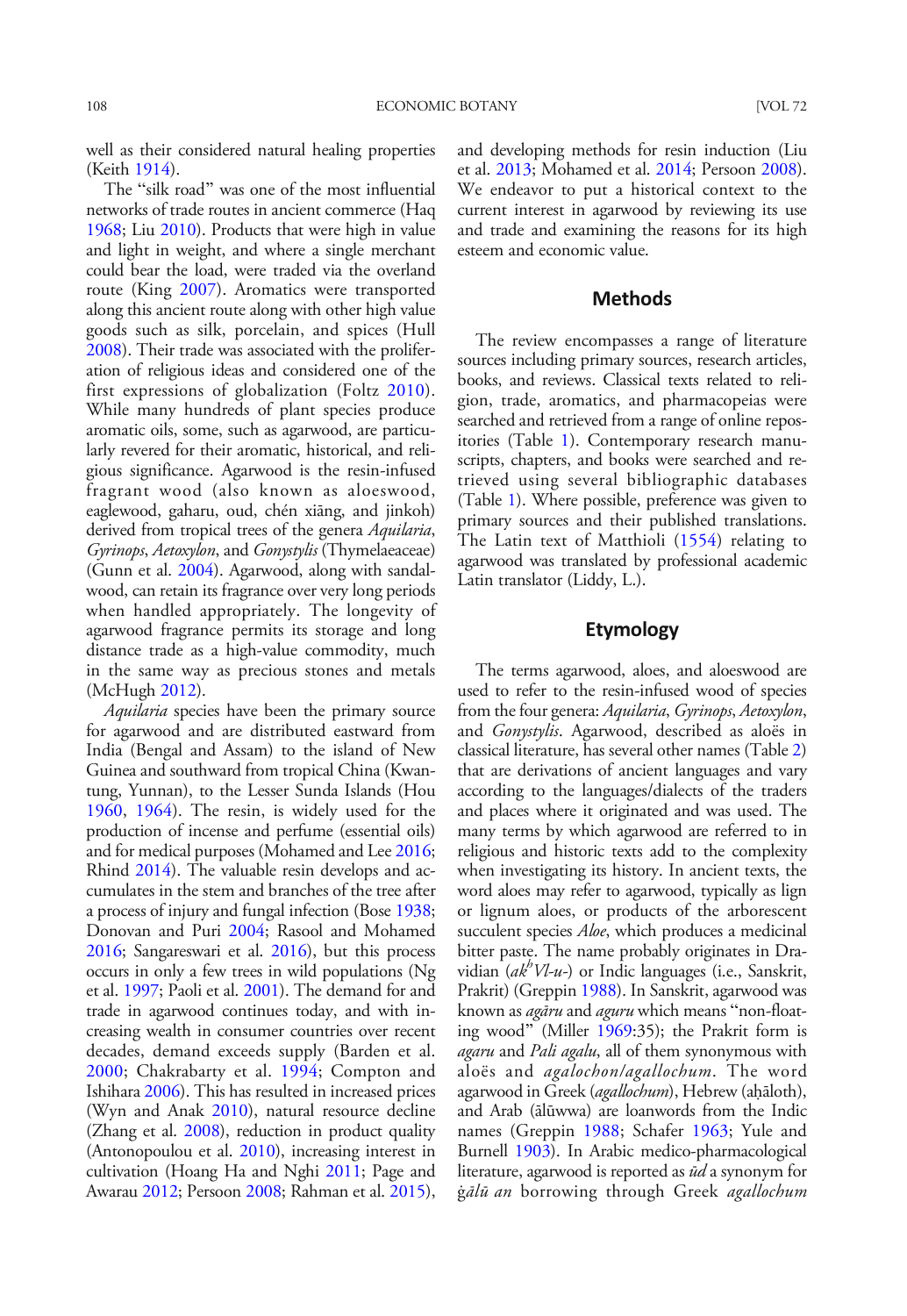well as their considered natural healing properties (Keith 1914).

The "silk road" was one of the most influential networks of trade routes in ancient commerce (Haq 1968; Liu 2010). Products that were high in value and light in weight, and where a single merchant could bear the load, were traded via the overland route (King 2007). Aromatics were transported along this ancient route along with other high value goods such as silk, porcelain, and spices (Hull 2008). Their trade was associated with the proliferation of religious ideas and considered one of the first expressions of globalization (Foltz 2010). While many hundreds of plant species produce aromatic oils, some, such as agarwood, are particularly revered for their aromatic, historical, and religious significance. Agarwood is the resin-infused fragrant wood (also known as aloeswood, eaglewood, gaharu, oud, chén xiāng, and jinkoh) derived from tropical trees of the genera *Aquilaria*, *Gyrinops*, *Aetoxylon*, and *Gonystylis* (Thymelaeaceae) (Gunn et al. 2004). Agarwood, along with sandalwood, can retain its fragrance over very long periods when handled appropriately. The longevity of agarwood fragrance permits its storage and long distance trade as a high-value commodity, much in the same way as precious stones and metals (McHugh 2012).

*Aquilaria* species have been the primary source for agarwood and are distributed eastward from India (Bengal and Assam) to the island of New Guinea and southward from tropical China (Kwantung, Yunnan), to the Lesser Sunda Islands (Hou 1960, 1964). The resin, is widely used for the production of incense and perfume (essential oils) and for medical purposes (Mohamed and Lee 2016; Rhind 2014). The valuable resin develops and accumulates in the stem and branches of the tree after a process of injury and fungal infection (Bose 1938; Donovan and Puri 2004; Rasool and Mohamed 2016; Sangareswari et al. 2016), but this process occurs in only a few trees in wild populations (Ng et al. 1997; Paoli et al. 2001). The demand for and trade in agarwood continues today, and with increasing wealth in consumer countries over recent decades, demand exceeds supply (Barden et al. 2000; Chakrabarty et al. 1994; Compton and Ishihara 2006). This has resulted in increased prices (Wyn and Anak 2010), natural resource decline (Zhang et al. 2008), reduction in product quality (Antonopoulou et al. 2010), increasing interest in cultivation (Hoang Ha and Nghi 2011; Page and Awarau 2012; Persoon 2008; Rahman et al. 2015), and developing methods for resin induction (Liu et al. 2013; Mohamed et al. 2014; Persoon 2008). We endeavor to put a historical context to the current interest in agarwood by reviewing its use and trade and examining the reasons for its high esteem and economic value.

## Methods

The review encompasses a range of literature sources including primary sources, research articles, books, and reviews. Classical texts related to religion, trade, aromatics, and pharmacopeias were searched and retrieved from a range of online repositories (Table 1). Contemporary research manuscripts, chapters, and books were searched and retrieved using several bibliographic databases (Table 1). Where possible, preference was given to primary sources and their published translations. The Latin text of Matthioli (1554) relating to agarwood was translated by professional academic Latin translator (Liddy, L.).

## Etymology

The terms agarwood, aloes, and aloeswood are used to refer to the resin-infused wood of species from the four genera: *Aquilaria*, *Gyrinops*, *Aetoxylon*, and *Gonystylis*. Agarwood, described as aloës in classical literature, has several other names (Table 2) that are derivations of ancient languages and vary according to the languages/dialects of the traders and places where it originated and was used. The many terms by which agarwood are referred to in religious and historic texts add to the complexity when investigating its history. In ancient texts, the word aloes may refer to agarwood, typically as lign or lignum aloes, or products of the arborescent succulent species *Aloe*, which produces a medicinal bitter paste. The name probably originates in Dravidian (*ak$^h$Vl-u-*) or Indic languages (i.e., Sanskrit, Prakrit) (Greppin 1988). In Sanskrit, agarwood was known as *agāru* and *aguru* which means "non-floating wood" (Miller 1969:35); the Prakrit form is *agaru* and *Pali agalu*, all of them synonymous with aloës and *agalochon/agallochum*. The word agarwood in Greek (*agallochum*), Hebrew (aḥāloth), and Arab (ālūwwa) are loanwords from the Indic names (Greppin 1988; Schafer 1963; Yule and Burnell 1903). In Arabic medico-pharmacological literature, agarwood is reported as *ūd* a synonym for *ġālū an* borrowing through Greek *agallochum*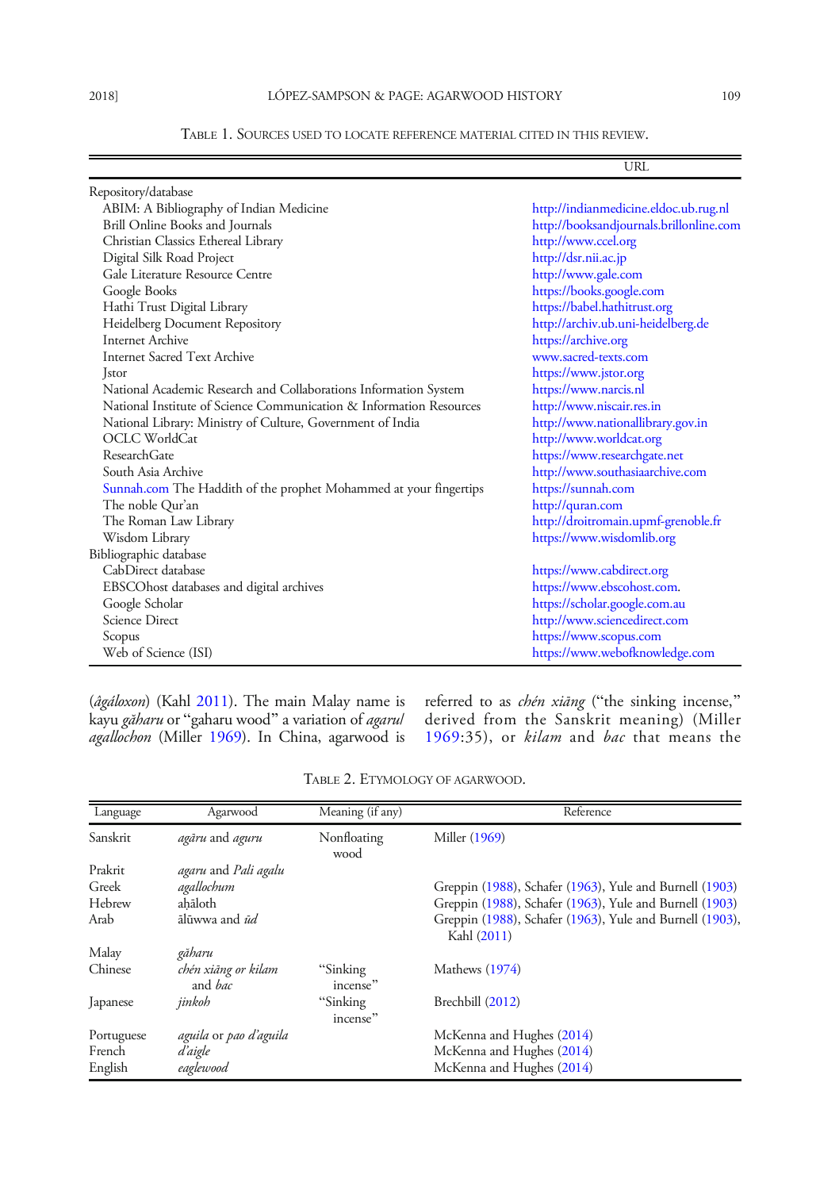TABLE 1. SOURCES USED TO LOCATE REFERENCE MATERIAL CITED IN THIS REVIEW.

| | URL |
|---|---|
| Repository/database | |
| ABIM: A Bibliography of Indian Medicine | http://indianmedicine.eldoc.ub.rug.nl |
| Brill Online Books and Journals | http://booksandjournals.brillonline.com |
| Christian Classics Ethereal Library | http://www.ccel.org |
| Digital Silk Road Project | http://dsr.nii.ac.jp |
| Gale Literature Resource Centre | http://www.gale.com |
| Google Books | https://books.google.com |
| Hathi Trust Digital Library | https://babel.hathitrust.org |
| Heidelberg Document Repository | http://archiv.ub.uni-heidelberg.de |
| Internet Archive | https://archive.org |
| Internet Sacred Text Archive | www.sacred-texts.com |
| Jstor | https://www.jstor.org |
| National Academic Research and Collaborations Information System | https://www.narcis.nl |
| National Institute of Science Communication & Information Resources | http://www.niscair.res.in |
| National Library: Ministry of Culture, Government of India | http://www.nationallibrary.gov.in |
| OCLC WorldCat | http://www.worldcat.org |
| ResearchGate | https://www.researchgate.net |
| South Asia Archive | http://www.southasiaarchive.com |
| Sunnah.com The Haddith of the prophet Mohammed at your fingertips | https://sunnah.com |
| The noble Qur'an | http://quran.com |
| The Roman Law Library | http://droitromain.upmf-grenoble.fr |
| Wisdom Library | https://www.wisdomlib.org |
| Bibliographic database | |
| CabDirect database | https://www.cabdirect.org |
| EBSCOhost databases and digital archives | https://www.ebscohost.com. |
| Google Scholar | https://scholar.google.com.au |
| Science Direct | http://www.sciencedirect.com |
| Scopus | https://www.scopus.com |
| Web of Science (ISI) | https://www.webofknowledge.com |

(*âgâloxon*) (Kahl 2011). The main Malay name is kayu *gāharu* or "gaharu wood" a variation of *agaru*/*agallochon* (Miller 1969). In China, agarwood is referred to as *chén xiāng* ("the sinking incense," derived from the Sanskrit meaning) (Miller 1969:35), or *kilam* and *bac* that means the

TABLE 2. ETYMOLOGY OF AGARWOOD.

| Language | Agarwood | Meaning (if any) | Reference |
|---|---|---|---|
| Sanskrit | *agāru* and *aguru* | Nonfloating wood | Miller (1969) |
| Prakrit | *agaru* and *Pali agalu* | | |
| Greek | *agallochum* | | Greppin (1988), Schafer (1963), Yule and Burnell (1903) |
| Hebrew | aḥāloth | | Greppin (1988), Schafer (1963), Yule and Burnell (1903) |
| Arab | ālūwwa and *ūd* | | Greppin (1988), Schafer (1963), Yule and Burnell (1903), Kahl (2011) |
| Malay | *gāharu* | | |
| Chinese | *chén xiāng or kilam* and *bac* | "Sinking incense" | Mathews (1974) |
| Japanese | *jinkoh* | "Sinking incense" | Brechbill (2012) |
| Portuguese | *aguila* or *pao d'aguila* | | McKenna and Hughes (2014) |
| French | *d'aigle* | | McKenna and Hughes (2014) |
| English | *eaglewood* | | McKenna and Hughes (2014) |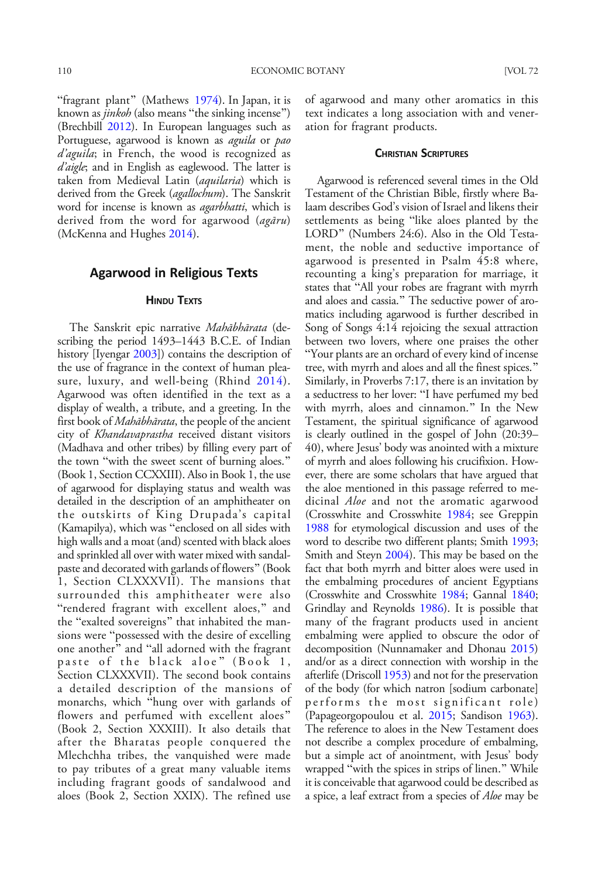"fragrant plant" (Mathews 1974). In Japan, it is known as *jinkoh* (also means "the sinking incense") (Brechbill 2012). In European languages such as Portuguese, agarwood is known as *aguila* or *pao d'aguila*; in French, the wood is recognized as *d'aigle*; and in English as eaglewood. The latter is taken from Medieval Latin (*aquilaria*) which is derived from the Greek (*agallochum*). The Sanskrit word for incense is known as *agarbhatti*, which is derived from the word for agarwood (*agāru*) (McKenna and Hughes 2014).

## Agarwood in Religious Texts

### Hindu Texts

The Sanskrit epic narrative *Mahābhārata* (describing the period 1493–1443 B.C.E. of Indian history [Iyengar 2003]) contains the description of the use of fragrance in the context of human pleasure, luxury, and well-being (Rhind 2014). Agarwood was often identified in the text as a display of wealth, a tribute, and a greeting. In the first book of *Mahābhārata*, the people of the ancient city of *Khandavaprastha* received distant visitors (Madhava and other tribes) by filling every part of the town "with the sweet scent of burning aloes." (Book 1, Section CCXXIII). Also in Book 1, the use of agarwood for displaying status and wealth was detailed in the description of an amphitheater on the outskirts of King Drupada's capital (Kamapilya), which was "enclosed on all sides with high walls and a moat (and) scented with black aloes and sprinkled all over with water mixed with sandal-paste and decorated with garlands of flowers" (Book 1, Section CLXXXVII). The mansions that surrounded this amphitheater were also "rendered fragrant with excellent aloes," and the "exalted sovereigns" that inhabited the mansions were "possessed with the desire of excelling one another" and "all adorned with the fragrant paste of the black aloe" (Book 1, Section CLXXXVII). The second book contains a detailed description of the mansions of monarchs, which "hung over with garlands of flowers and perfumed with excellent aloes" (Book 2, Section XXXIII). It also details that after the Bharatas people conquered the Mlechchha tribes, the vanquished were made to pay tributes of a great many valuable items including fragrant goods of sandalwood and aloes (Book 2, Section XXIX). The refined use of agarwood and many other aromatics in this text indicates a long association with and veneration for fragrant products.

### Christian Scriptures

Agarwood is referenced several times in the Old Testament of the Christian Bible, firstly where Balaam describes God's vision of Israel and likens their settlements as being "like aloes planted by the LORD" (Numbers 24:6). Also in the Old Testament, the noble and seductive importance of agarwood is presented in Psalm 45:8 where, recounting a king's preparation for marriage, it states that "All your robes are fragrant with myrrh and aloes and cassia." The seductive power of aromatics including agarwood is further described in Song of Songs 4:14 rejoicing the sexual attraction between two lovers, where one praises the other "Your plants are an orchard of every kind of incense tree, with myrrh and aloes and all the finest spices." Similarly, in Proverbs 7:17, there is an invitation by a seductress to her lover: "I have perfumed my bed with myrrh, aloes and cinnamon." In the New Testament, the spiritual significance of agarwood is clearly outlined in the gospel of John (20:39–40), where Jesus' body was anointed with a mixture of myrrh and aloes following his crucifixion. However, there are some scholars that have argued that the aloe mentioned in this passage referred to medicinal *Aloe* and not the aromatic agarwood (Crosswhite and Crosswhite 1984; see Greppin 1988 for etymological discussion and uses of the word to describe two different plants; Smith 1993; Smith and Steyn 2004). This may be based on the fact that both myrrh and bitter aloes were used in the embalming procedures of ancient Egyptians (Crosswhite and Crosswhite 1984; Gannal 1840; Grindlay and Reynolds 1986). It is possible that many of the fragrant products used in ancient embalming were applied to obscure the odor of decomposition (Nunnamaker and Dhonau 2015) and/or as a direct connection with worship in the afterlife (Driscoll 1953) and not for the preservation of the body (for which natron [sodium carbonate] performs the most significant role) (Papageorgopoulou et al. 2015; Sandison 1963). The reference to aloes in the New Testament does not describe a complex procedure of embalming, but a simple act of anointment, with Jesus' body wrapped "with the spices in strips of linen." While it is conceivable that agarwood could be described as a spice, a leaf extract from a species of *Aloe* may be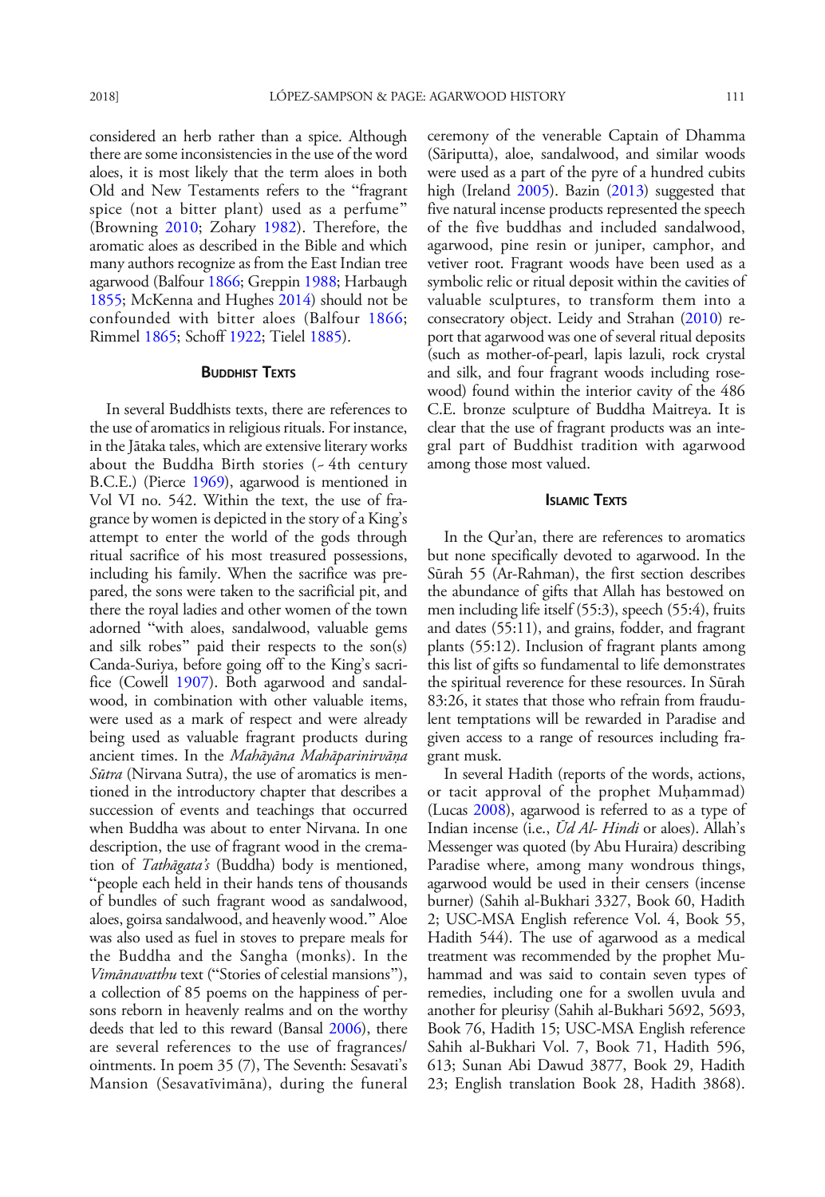considered an herb rather than a spice. Although there are some inconsistencies in the use of the word aloes, it is most likely that the term aloes in both Old and New Testaments refers to the "fragrant spice (not a bitter plant) used as a perfume" (Browning 2010; Zohary 1982). Therefore, the aromatic aloes as described in the Bible and which many authors recognize as from the East Indian tree agarwood (Balfour 1866; Greppin 1988; Harbaugh 1855; McKenna and Hughes 2014) should not be confounded with bitter aloes (Balfour 1866; Rimmel 1865; Schoff 1922; Tielel 1885).

## Buddhist Texts

In several Buddhists texts, there are references to the use of aromatics in religious rituals. For instance, in the Jātaka tales, which are extensive literary works about the Buddha Birth stories (~ 4th century B.C.E.) (Pierce 1969), agarwood is mentioned in Vol VI no. 542. Within the text, the use of fragrance by women is depicted in the story of a King's attempt to enter the world of the gods through ritual sacrifice of his most treasured possessions, including his family. When the sacrifice was prepared, the sons were taken to the sacrificial pit, and there the royal ladies and other women of the town adorned "with aloes, sandalwood, valuable gems and silk robes" paid their respects to the son(s) Canda-Suriya, before going off to the King's sacrifice (Cowell 1907). Both agarwood and sandalwood, in combination with other valuable items, were used as a mark of respect and were already being used as valuable fragrant products during ancient times. In the *Mahāyāna Mahāparinirvāṇa Sūtra* (Nirvana Sutra), the use of aromatics is mentioned in the introductory chapter that describes a succession of events and teachings that occurred when Buddha was about to enter Nirvana. In one description, the use of fragrant wood in the cremation of *Tathāgata's* (Buddha) body is mentioned, "people each held in their hands tens of thousands of bundles of such fragrant wood as sandalwood, aloes, goirsa sandalwood, and heavenly wood." Aloe was also used as fuel in stoves to prepare meals for the Buddha and the Sangha (monks). In the *Vimānavatthu* text ("Stories of celestial mansions"), a collection of 85 poems on the happiness of persons reborn in heavenly realms and on the worthy deeds that led to this reward (Bansal 2006), there are several references to the use of fragrances/ointments. In poem 35 (7), The Seventh: Sesavati's Mansion (Sesavatīvimāna), during the funeral ceremony of the venerable Captain of Dhamma (Sāriputta), aloe, sandalwood, and similar woods were used as a part of the pyre of a hundred cubits high (Ireland 2005). Bazin (2013) suggested that five natural incense products represented the speech of the five buddhas and included sandalwood, agarwood, pine resin or juniper, camphor, and vetiver root. Fragrant woods have been used as a symbolic relic or ritual deposit within the cavities of valuable sculptures, to transform them into a consecratory object. Leidy and Strahan (2010) report that agarwood was one of several ritual deposits (such as mother-of-pearl, lapis lazuli, rock crystal and silk, and four fragrant woods including rosewood) found within the interior cavity of the 486 C.E. bronze sculpture of Buddha Maitreya. It is clear that the use of fragrant products was an integral part of Buddhist tradition with agarwood among those most valued.

## Islamic Texts

In the Qur'an, there are references to aromatics but none specifically devoted to agarwood. In the Sūrah 55 (Ar-Rahman), the first section describes the abundance of gifts that Allah has bestowed on men including life itself (55:3), speech (55:4), fruits and dates (55:11), and grains, fodder, and fragrant plants (55:12). Inclusion of fragrant plants among this list of gifts so fundamental to life demonstrates the spiritual reverence for these resources. In Sūrah 83:26, it states that those who refrain from fraudulent temptations will be rewarded in Paradise and given access to a range of resources including fragrant musk.

In several Hadith (reports of the words, actions, or tacit approval of the prophet Muḥammad) (Lucas 2008), agarwood is referred to as a type of Indian incense (i.e., *Ūd Al- Hindi* or aloes). Allah's Messenger was quoted (by Abu Huraira) describing Paradise where, among many wondrous things, agarwood would be used in their censers (incense burner) (Sahih al-Bukhari 3327, Book 60, Hadith 2; USC-MSA English reference Vol. 4, Book 55, Hadith 544). The use of agarwood as a medical treatment was recommended by the prophet Muhammad and was said to contain seven types of remedies, including one for a swollen uvula and another for pleurisy (Sahih al-Bukhari 5692, 5693, Book 76, Hadith 15; USC-MSA English reference Sahih al-Bukhari Vol. 7, Book 71, Hadith 596, 613; Sunan Abi Dawud 3877, Book 29, Hadith 23; English translation Book 28, Hadith 3868).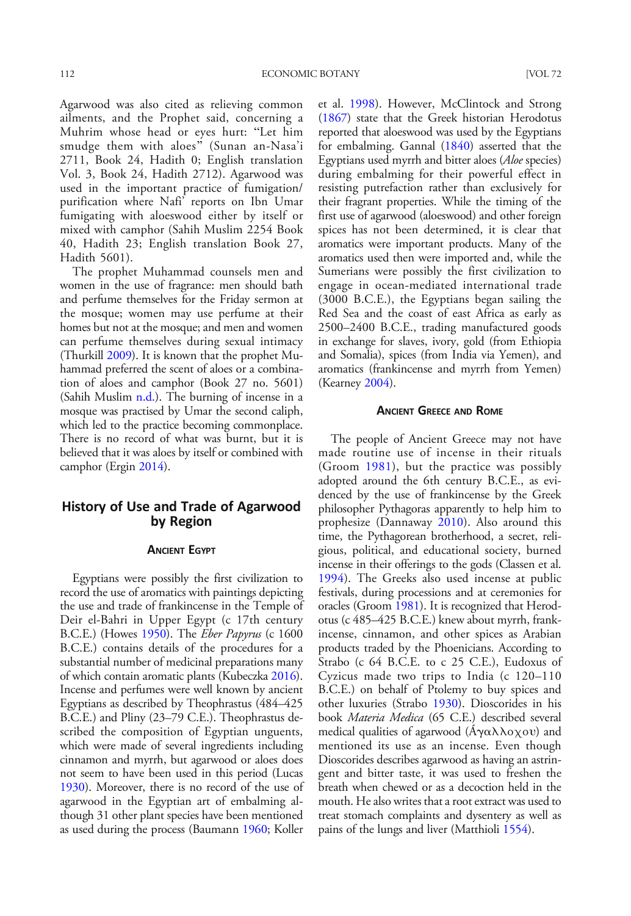Agarwood was also cited as relieving common ailments, and the Prophet said, concerning a Muhrim whose head or eyes hurt: "Let him smudge them with aloes" (Sunan an-Nasa'i 2711, Book 24, Hadith 0; English translation Vol. 3, Book 24, Hadith 2712). Agarwood was used in the important practice of fumigation/purification where Nafi' reports on Ibn Umar fumigating with aloeswood either by itself or mixed with camphor (Sahih Muslim 2254 Book 40, Hadith 23; English translation Book 27, Hadith 5601).

The prophet Muhammad counsels men and women in the use of fragrance: men should bath and perfume themselves for the Friday sermon at the mosque; women may use perfume at their homes but not at the mosque; and men and women can perfume themselves during sexual intimacy (Thurkill 2009). It is known that the prophet Muhammad preferred the scent of aloes or a combination of aloes and camphor (Book 27 no. 5601) (Sahih Muslim n.d.). The burning of incense in a mosque was practised by Umar the second caliph, which led to the practice becoming commonplace. There is no record of what was burnt, but it is believed that it was aloes by itself or combined with camphor (Ergin 2014).

## History of Use and Trade of Agarwood by Region

### Ancient Egypt

Egyptians were possibly the first civilization to record the use of aromatics with paintings depicting the use and trade of frankincense in the Temple of Deir el-Bahri in Upper Egypt (c 17th century B.C.E.) (Howes 1950). The *Eber Papyrus* (c 1600 B.C.E.) contains details of the procedures for a substantial number of medicinal preparations many of which contain aromatic plants (Kubeczka 2016). Incense and perfumes were well known by ancient Egyptians as described by Theophrastus (484–425 B.C.E.) and Pliny (23–79 C.E.). Theophrastus described the composition of Egyptian unguents, which were made of several ingredients including cinnamon and myrrh, but agarwood or aloes does not seem to have been used in this period (Lucas 1930). Moreover, there is no record of the use of agarwood in the Egyptian art of embalming although 31 other plant species have been mentioned as used during the process (Baumann 1960; Koller et al. 1998). However, McClintock and Strong (1867) state that the Greek historian Herodotus reported that aloeswood was used by the Egyptians for embalming. Gannal (1840) asserted that the Egyptians used myrrh and bitter aloes (*Aloe* species) during embalming for their powerful effect in resisting putrefaction rather than exclusively for their fragrant properties. While the timing of the first use of agarwood (aloeswood) and other foreign spices has not been determined, it is clear that aromatics were important products. Many of the aromatics used then were imported and, while the Sumerians were possibly the first civilization to engage in ocean-mediated international trade (3000 B.C.E.), the Egyptians began sailing the Red Sea and the coast of east Africa as early as 2500–2400 B.C.E., trading manufactured goods in exchange for slaves, ivory, gold (from Ethiopia and Somalia), spices (from India via Yemen), and aromatics (frankincense and myrrh from Yemen) (Kearney 2004).

### Ancient Greece and Rome

The people of Ancient Greece may not have made routine use of incense in their rituals (Groom 1981), but the practice was possibly adopted around the 6th century B.C.E., as evidenced by the use of frankincense by the Greek philosopher Pythagoras apparently to help him to prophesize (Dannaway 2010). Also around this time, the Pythagorean brotherhood, a secret, religious, political, and educational society, burned incense in their offerings to the gods (Classen et al. 1994). The Greeks also used incense at public festivals, during processions and at ceremonies for oracles (Groom 1981). It is recognized that Herodotus (c 485–425 B.C.E.) knew about myrrh, frankincense, cinnamon, and other spices as Arabian products traded by the Phoenicians. According to Strabo (c 64 B.C.E. to c 25 C.E.), Eudoxus of Cyzicus made two trips to India (c 120–110 B.C.E.) on behalf of Ptolemy to buy spices and other luxuries (Strabo 1930). Dioscorides in his book *Materia Medica* (65 C.E.) described several medical qualities of agarwood (Άγαλλοχου) and mentioned its use as an incense. Even though Dioscorides describes agarwood as having an astringent and bitter taste, it was used to freshen the breath when chewed or as a decoction held in the mouth. He also writes that a root extract was used to treat stomach complaints and dysentery as well as pains of the lungs and liver (Matthioli 1554).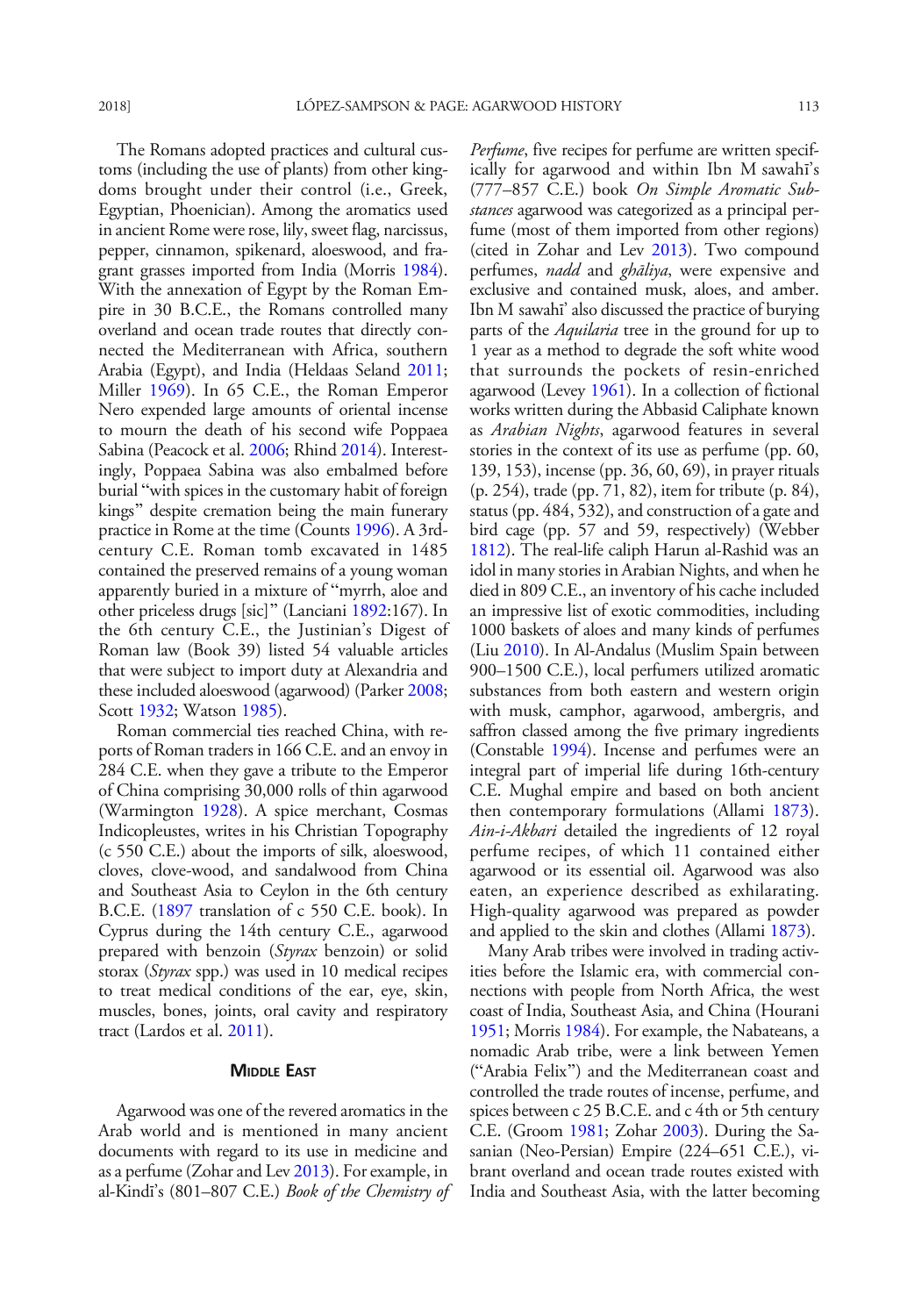The Romans adopted practices and cultural customs (including the use of plants) from other kingdoms brought under their control (i.e., Greek, Egyptian, Phoenician). Among the aromatics used in ancient Rome were rose, lily, sweet flag, narcissus, pepper, cinnamon, spikenard, aloeswood, and fragrant grasses imported from India (Morris 1984). With the annexation of Egypt by the Roman Empire in 30 B.C.E., the Romans controlled many overland and ocean trade routes that directly connected the Mediterranean with Africa, southern Arabia (Egypt), and India (Heldaas Seland 2011; Miller 1969). In 65 C.E., the Roman Emperor Nero expended large amounts of oriental incense to mourn the death of his second wife Poppaea Sabina (Peacock et al. 2006; Rhind 2014). Interestingly, Poppaea Sabina was also embalmed before burial "with spices in the customary habit of foreign kings" despite cremation being the main funerary practice in Rome at the time (Counts 1996). A 3rd-century C.E. Roman tomb excavated in 1485 contained the preserved remains of a young woman apparently buried in a mixture of "myrrh, aloe and other priceless drugs [sic]" (Lanciani 1892:167). In the 6th century C.E., the Justinian's Digest of Roman law (Book 39) listed 54 valuable articles that were subject to import duty at Alexandria and these included aloeswood (agarwood) (Parker 2008; Scott 1932; Watson 1985).

Roman commercial ties reached China, with reports of Roman traders in 166 C.E. and an envoy in 284 C.E. when they gave a tribute to the Emperor of China comprising 30,000 rolls of thin agarwood (Warmington 1928). A spice merchant, Cosmas Indicopleustes, writes in his Christian Topography (c 550 C.E.) about the imports of silk, aloeswood, cloves, clove-wood, and sandalwood from China and Southeast Asia to Ceylon in the 6th century B.C.E. (1897 translation of c 550 C.E. book). In Cyprus during the 14th century C.E., agarwood prepared with benzoin (*Styrax* benzoin) or solid storax (*Styrax* spp.) was used in 10 medical recipes to treat medical conditions of the ear, eye, skin, muscles, bones, joints, oral cavity and respiratory tract (Lardos et al. 2011).

## Middle East

Agarwood was one of the revered aromatics in the Arab world and is mentioned in many ancient documents with regard to its use in medicine and as a perfume (Zohar and Lev 2013). For example, in al-Kindī's (801–807 C.E.) *Book of the Chemistry of Perfume*, five recipes for perfume are written specifically for agarwood and within Ibn M sawahī's (777–857 C.E.) book *On Simple Aromatic Substances* agarwood was categorized as a principal perfume (most of them imported from other regions) (cited in Zohar and Lev 2013). Two compound perfumes, *nadd* and *ghāliya*, were expensive and exclusive and contained musk, aloes, and amber. Ibn M sawahī' also discussed the practice of burying parts of the *Aquilaria* tree in the ground for up to 1 year as a method to degrade the soft white wood that surrounds the pockets of resin-enriched agarwood (Levey 1961). In a collection of fictional works written during the Abbasid Caliphate known as *Arabian Nights*, agarwood features in several stories in the context of its use as perfume (pp. 60, 139, 153), incense (pp. 36, 60, 69), in prayer rituals (p. 254), trade (pp. 71, 82), item for tribute (p. 84), status (pp. 484, 532), and construction of a gate and bird cage (pp. 57 and 59, respectively) (Webber 1812). The real-life caliph Harun al-Rashid was an idol in many stories in Arabian Nights, and when he died in 809 C.E., an inventory of his cache included an impressive list of exotic commodities, including 1000 baskets of aloes and many kinds of perfumes (Liu 2010). In Al-Andalus (Muslim Spain between 900–1500 C.E.), local perfumers utilized aromatic substances from both eastern and western origin with musk, camphor, agarwood, ambergris, and saffron classed among the five primary ingredients (Constable 1994). Incense and perfumes were an integral part of imperial life during 16th-century C.E. Mughal empire and based on both ancient then contemporary formulations (Allami 1873). *Ain-i-Akbari* detailed the ingredients of 12 royal perfume recipes, of which 11 contained either agarwood or its essential oil. Agarwood was also eaten, an experience described as exhilarating. High-quality agarwood was prepared as powder and applied to the skin and clothes (Allami 1873).

Many Arab tribes were involved in trading activities before the Islamic era, with commercial connections with people from North Africa, the west coast of India, Southeast Asia, and China (Hourani 1951; Morris 1984). For example, the Nabateans, a nomadic Arab tribe, were a link between Yemen ("Arabia Felix") and the Mediterranean coast and controlled the trade routes of incense, perfume, and spices between c 25 B.C.E. and c 4th or 5th century C.E. (Groom 1981; Zohar 2003). During the Sasanian (Neo-Persian) Empire (224–651 C.E.), vibrant overland and ocean trade routes existed with India and Southeast Asia, with the latter becoming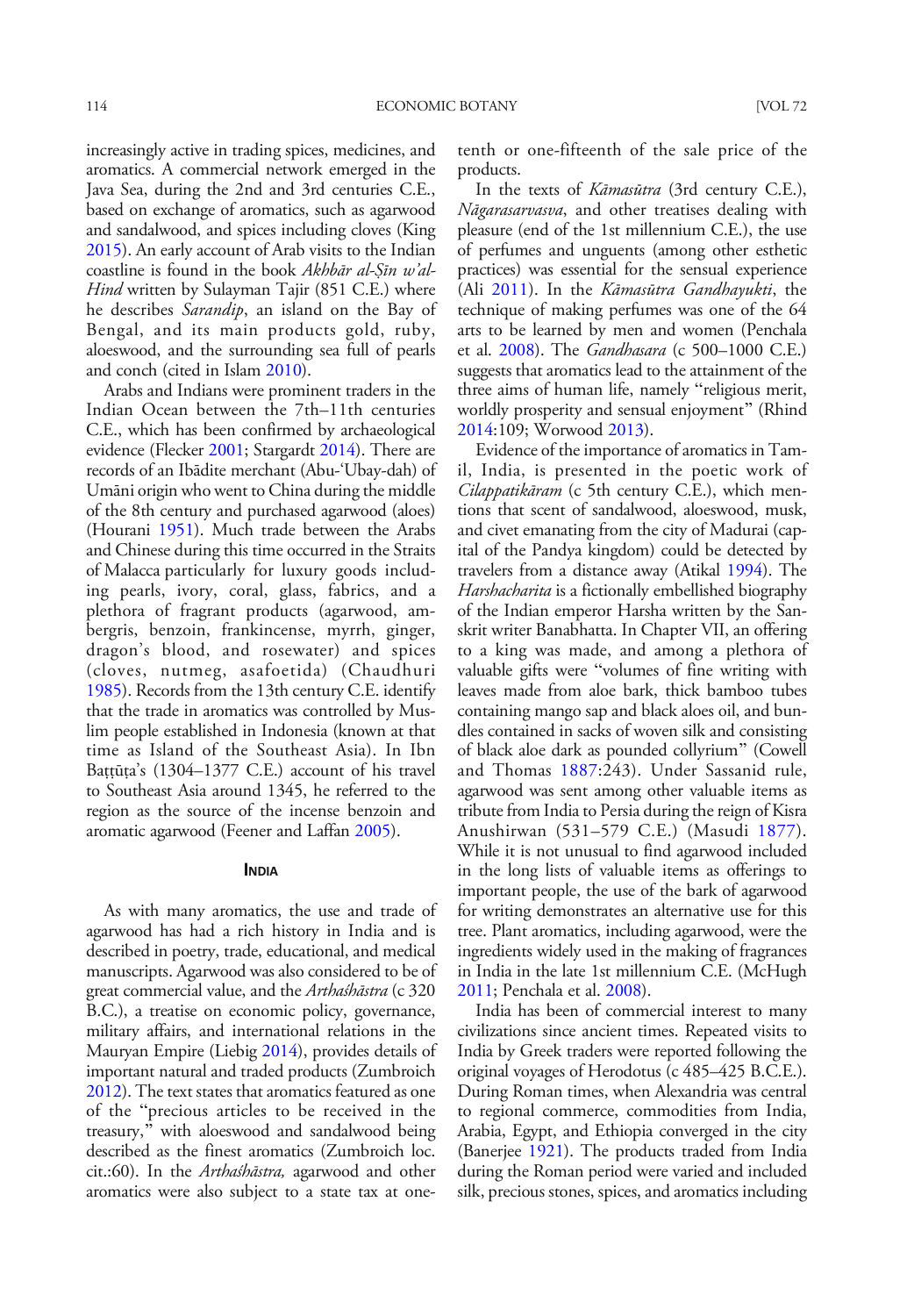increasingly active in trading spices, medicines, and aromatics. A commercial network emerged in the Java Sea, during the 2nd and 3rd centuries C.E., based on exchange of aromatics, such as agarwood and sandalwood, and spices including cloves (King 2015). An early account of Arab visits to the Indian coastline is found in the book *Akhbār al-Ṣīn w'al-Hind* written by Sulayman Tajir (851 C.E.) where he describes *Sarandip*, an island on the Bay of Bengal, and its main products gold, ruby, aloeswood, and the surrounding sea full of pearls and conch (cited in Islam 2010).

Arabs and Indians were prominent traders in the Indian Ocean between the 7th–11th centuries C.E., which has been confirmed by archaeological evidence (Flecker 2001; Stargardt 2014). There are records of an Ibādite merchant (Abu-'Ubay-dah) of Umāni origin who went to China during the middle of the 8th century and purchased agarwood (aloes) (Hourani 1951). Much trade between the Arabs and Chinese during this time occurred in the Straits of Malacca particularly for luxury goods including pearls, ivory, coral, glass, fabrics, and a plethora of fragrant products (agarwood, ambergris, benzoin, frankincense, myrrh, ginger, dragon's blood, and rosewater) and spices (cloves, nutmeg, asafoetida) (Chaudhuri 1985). Records from the 13th century C.E. identify that the trade in aromatics was controlled by Muslim people established in Indonesia (known at that time as Island of the Southeast Asia). In Ibn Baṭṭūṭa's (1304–1377 C.E.) account of his travel to Southeast Asia around 1345, he referred to the region as the source of the incense benzoin and aromatic agarwood (Feener and Laffan 2005).

## India

As with many aromatics, the use and trade of agarwood has had a rich history in India and is described in poetry, trade, educational, and medical manuscripts. Agarwood was also considered to be of great commercial value, and the *Arthaśhāstra* (c 320 B.C.), a treatise on economic policy, governance, military affairs, and international relations in the Mauryan Empire (Liebig 2014), provides details of important natural and traded products (Zumbroich 2012). The text states that aromatics featured as one of the "precious articles to be received in the treasury," with aloeswood and sandalwood being described as the finest aromatics (Zumbroich loc. cit.:60). In the *Arthaśhāstra,* agarwood and other aromatics were also subject to a state tax at one-tenth or one-fifteenth of the sale price of the products.

In the texts of *Kāmasūtra* (3rd century C.E.), *Nāgarasarvasva*, and other treatises dealing with pleasure (end of the 1st millennium C.E.), the use of perfumes and unguents (among other esthetic practices) was essential for the sensual experience (Ali 2011). In the *Kāmasūtra Gandhayukti*, the technique of making perfumes was one of the 64 arts to be learned by men and women (Penchala et al. 2008). The *Gandhasara* (c 500–1000 C.E.) suggests that aromatics lead to the attainment of the three aims of human life, namely "religious merit, worldly prosperity and sensual enjoyment" (Rhind 2014:109; Worwood 2013).

Evidence of the importance of aromatics in Tamil, India, is presented in the poetic work of *Cilappatikāram* (c 5th century C.E.), which mentions that scent of sandalwood, aloeswood, musk, and civet emanating from the city of Madurai (capital of the Pandya kingdom) could be detected by travelers from a distance away (Atikal 1994). The *Harshacharita* is a fictionally embellished biography of the Indian emperor Harsha written by the Sanskrit writer Banabhatta. In Chapter VII, an offering to a king was made, and among a plethora of valuable gifts were "volumes of fine writing with leaves made from aloe bark, thick bamboo tubes containing mango sap and black aloes oil, and bundles contained in sacks of woven silk and consisting of black aloe dark as pounded collyrium" (Cowell and Thomas 1887:243). Under Sassanid rule, agarwood was sent among other valuable items as tribute from India to Persia during the reign of Kisra Anushirwan (531–579 C.E.) (Masudi 1877). While it is not unusual to find agarwood included in the long lists of valuable items as offerings to important people, the use of the bark of agarwood for writing demonstrates an alternative use for this tree. Plant aromatics, including agarwood, were the ingredients widely used in the making of fragrances in India in the late 1st millennium C.E. (McHugh 2011; Penchala et al. 2008).

India has been of commercial interest to many civilizations since ancient times. Repeated visits to India by Greek traders were reported following the original voyages of Herodotus (c 485–425 B.C.E.). During Roman times, when Alexandria was central to regional commerce, commodities from India, Arabia, Egypt, and Ethiopia converged in the city (Banerjee 1921). The products traded from India during the Roman period were varied and included silk, precious stones, spices, and aromatics including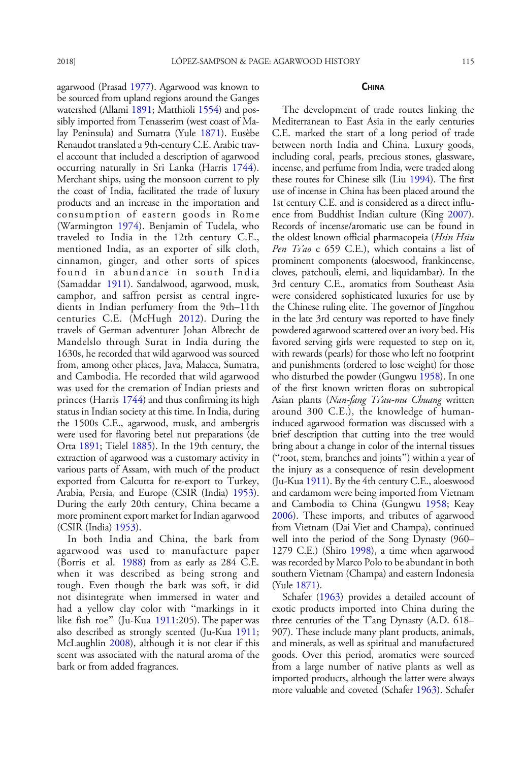agarwood (Prasad 1977). Agarwood was known to be sourced from upland regions around the Ganges watershed (Allami 1891; Matthioli 1554) and possibly imported from Tenasserim (west coast of Malay Peninsula) and Sumatra (Yule 1871). Eusèbe Renaudot translated a 9th-century C.E. Arabic travel account that included a description of agarwood occurring naturally in Sri Lanka (Harris 1744). Merchant ships, using the monsoon current to ply the coast of India, facilitated the trade of luxury products and an increase in the importation and consumption of eastern goods in Rome (Warmington 1974). Benjamin of Tudela, who traveled to India in the 12th century C.E., mentioned India, as an exporter of silk cloth, cinnamon, ginger, and other sorts of spices found in abundance in south India (Samaddar 1911). Sandalwood, agarwood, musk, camphor, and saffron persist as central ingredients in Indian perfumery from the 9th–11th centuries C.E. (McHugh 2012). During the travels of German adventurer Johan Albrecht de Mandelslo through Surat in India during the 1630s, he recorded that wild agarwood was sourced from, among other places, Java, Malacca, Sumatra, and Cambodia. He recorded that wild agarwood was used for the cremation of Indian priests and princes (Harris 1744) and thus confirming its high status in Indian society at this time. In India, during the 1500s C.E., agarwood, musk, and ambergris were used for flavoring betel nut preparations (de Orta 1891; Tielel 1885). In the 19th century, the extraction of agarwood was a customary activity in various parts of Assam, with much of the product exported from Calcutta for re-export to Turkey, Arabia, Persia, and Europe (CSIR (India) 1953). During the early 20th century, China became a more prominent export market for Indian agarwood (CSIR (India) 1953).

In both India and China, the bark from agarwood was used to manufacture paper (Borris et al. 1988) from as early as 284 C.E. when it was described as being strong and tough. Even though the bark was soft, it did not disintegrate when immersed in water and had a yellow clay color with "markings in it like fish roe" (Ju-Kua 1911:205). The paper was also described as strongly scented (Ju-Kua 1911; McLaughlin 2008), although it is not clear if this scent was associated with the natural aroma of the bark or from added fragrances.

## China

The development of trade routes linking the Mediterranean to East Asia in the early centuries C.E. marked the start of a long period of trade between north India and China. Luxury goods, including coral, pearls, precious stones, glassware, incense, and perfume from India, were traded along these routes for Chinese silk (Liu 1994). The first use of incense in China has been placed around the 1st century C.E. and is considered as a direct influence from Buddhist Indian culture (King 2007). Records of incense/aromatic use can be found in the oldest known official pharmacopeia (*Hsin Hsiu Pen Ts'ao* c 659 C.E.), which contains a list of prominent components (aloeswood, frankincense, cloves, patchouli, elemi, and liquidambar). In the 3rd century C.E., aromatics from Southeast Asia were considered sophisticated luxuries for use by the Chinese ruling elite. The governor of Jīngzhou in the late 3rd century was reported to have finely powdered agarwood scattered over an ivory bed. His favored serving girls were requested to step on it, with rewards (pearls) for those who left no footprint and punishments (ordered to lose weight) for those who disturbed the powder (Gungwu 1958). In one of the first known written floras on subtropical Asian plants (*Nan-fang Ts'au-mu Chuang* written around 300 C.E.), the knowledge of human-induced agarwood formation was discussed with a brief description that cutting into the tree would bring about a change in color of the internal tissues ("root, stem, branches and joints") within a year of the injury as a consequence of resin development (Ju-Kua 1911). By the 4th century C.E., aloeswood and cardamom were being imported from Vietnam and Cambodia to China (Gungwu 1958; Keay 2006). These imports, and tributes of agarwood from Vietnam (Dai Viet and Champa), continued well into the period of the Song Dynasty (960–1279 C.E.) (Shiro 1998), a time when agarwood was recorded by Marco Polo to be abundant in both southern Vietnam (Champa) and eastern Indonesia (Yule 1871).

Schafer (1963) provides a detailed account of exotic products imported into China during the three centuries of the T'ang Dynasty (A.D. 618–907). These include many plant products, animals, and minerals, as well as spiritual and manufactured goods. Over this period, aromatics were sourced from a large number of native plants as well as imported products, although the latter were always more valuable and coveted (Schafer 1963). Schafer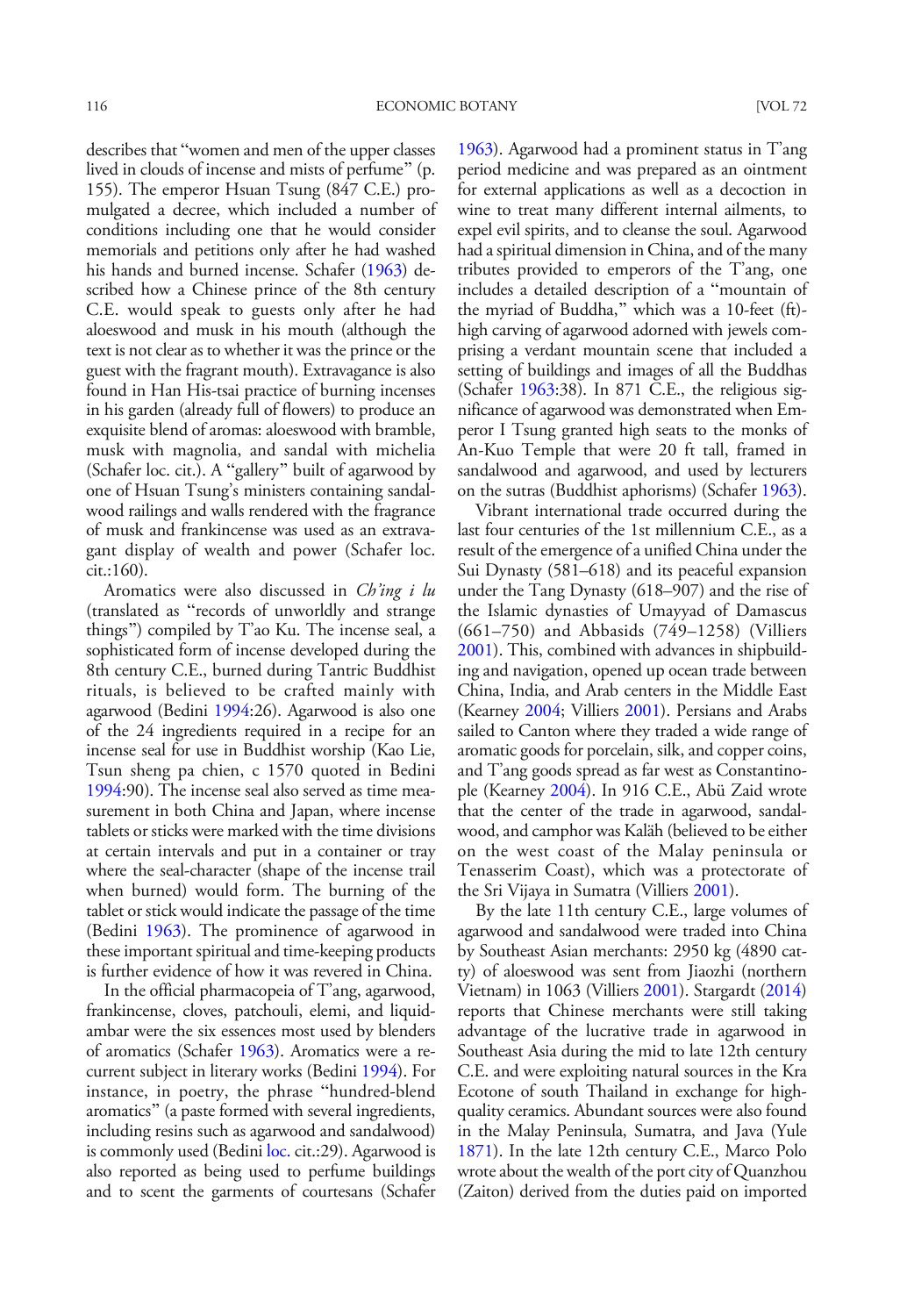describes that "women and men of the upper classes lived in clouds of incense and mists of perfume" (p. 155). The emperor Hsuan Tsung (847 C.E.) promulgated a decree, which included a number of conditions including one that he would consider memorials and petitions only after he had washed his hands and burned incense. Schafer (1963) described how a Chinese prince of the 8th century C.E. would speak to guests only after he had aloeswood and musk in his mouth (although the text is not clear as to whether it was the prince or the guest with the fragrant mouth). Extravagance is also found in Han His-tsai practice of burning incenses in his garden (already full of flowers) to produce an exquisite blend of aromas: aloeswood with bramble, musk with magnolia, and sandal with michelia (Schafer loc. cit.). A "gallery" built of agarwood by one of Hsuan Tsung's ministers containing sandalwood railings and walls rendered with the fragrance of musk and frankincense was used as an extravagant display of wealth and power (Schafer loc. cit.:160).

Aromatics were also discussed in *Ch'ing i lu* (translated as "records of unworldly and strange things") compiled by T'ao Ku. The incense seal, a sophisticated form of incense developed during the 8th century C.E., burned during Tantric Buddhist rituals, is believed to be crafted mainly with agarwood (Bedini 1994:26). Agarwood is also one of the 24 ingredients required in a recipe for an incense seal for use in Buddhist worship (Kao Lie, Tsun sheng pa chien, c 1570 quoted in Bedini 1994:90). The incense seal also served as time measurement in both China and Japan, where incense tablets or sticks were marked with the time divisions at certain intervals and put in a container or tray where the seal-character (shape of the incense trail when burned) would form. The burning of the tablet or stick would indicate the passage of the time (Bedini 1963). The prominence of agarwood in these important spiritual and time-keeping products is further evidence of how it was revered in China.

In the official pharmacopeia of T'ang, agarwood, frankincense, cloves, patchouli, elemi, and liquidambar were the six essences most used by blenders of aromatics (Schafer 1963). Aromatics were a recurrent subject in literary works (Bedini 1994). For instance, in poetry, the phrase "hundred-blend aromatics" (a paste formed with several ingredients, including resins such as agarwood and sandalwood) is commonly used (Bedini loc. cit.:29). Agarwood is also reported as being used to perfume buildings and to scent the garments of courtesans (Schafer 1963). Agarwood had a prominent status in T'ang period medicine and was prepared as an ointment for external applications as well as a decoction in wine to treat many different internal ailments, to expel evil spirits, and to cleanse the soul. Agarwood had a spiritual dimension in China, and of the many tributes provided to emperors of the T'ang, one includes a detailed description of a "mountain of the myriad of Buddha," which was a 10-feet (ft)-high carving of agarwood adorned with jewels comprising a verdant mountain scene that included a setting of buildings and images of all the Buddhas (Schafer 1963:38). In 871 C.E., the religious significance of agarwood was demonstrated when Emperor I Tsung granted high seats to the monks of An-Kuo Temple that were 20 ft tall, framed in sandalwood and agarwood, and used by lecturers on the sutras (Buddhist aphorisms) (Schafer 1963).

Vibrant international trade occurred during the last four centuries of the 1st millennium C.E., as a result of the emergence of a unified China under the Sui Dynasty (581–618) and its peaceful expansion under the Tang Dynasty (618–907) and the rise of the Islamic dynasties of Umayyad of Damascus (661–750) and Abbasids (749–1258) (Villiers 2001). This, combined with advances in shipbuilding and navigation, opened up ocean trade between China, India, and Arab centers in the Middle East (Kearney 2004; Villiers 2001). Persians and Arabs sailed to Canton where they traded a wide range of aromatic goods for porcelain, silk, and copper coins, and T'ang goods spread as far west as Constantinople (Kearney 2004). In 916 C.E., Abü Zaid wrote that the center of the trade in agarwood, sandalwood, and camphor was Kaläh (believed to be either on the west coast of the Malay peninsula or Tenasserim Coast), which was a protectorate of the Sri Vijaya in Sumatra (Villiers 2001).

By the late 11th century C.E., large volumes of agarwood and sandalwood were traded into China by Southeast Asian merchants: 2950 kg (4890 catty) of aloeswood was sent from Jiaozhi (northern Vietnam) in 1063 (Villiers 2001). Stargardt (2014) reports that Chinese merchants were still taking advantage of the lucrative trade in agarwood in Southeast Asia during the mid to late 12th century C.E. and were exploiting natural sources in the Kra Ecotone of south Thailand in exchange for high-quality ceramics. Abundant sources were also found in the Malay Peninsula, Sumatra, and Java (Yule 1871). In the late 12th century C.E., Marco Polo wrote about the wealth of the port city of Quanzhou (Zaiton) derived from the duties paid on imported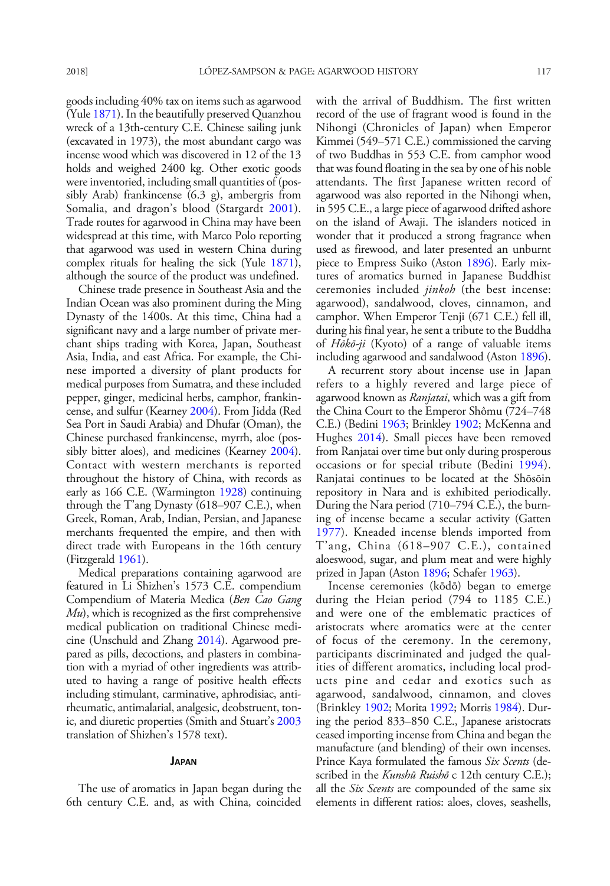goods including 40% tax on items such as agarwood (Yule 1871). In the beautifully preserved Quanzhou wreck of a 13th-century C.E. Chinese sailing junk (excavated in 1973), the most abundant cargo was incense wood which was discovered in 12 of the 13 holds and weighed 2400 kg. Other exotic goods were inventoried, including small quantities of (possibly Arab) frankincense (6.3 g), ambergris from Somalia, and dragon's blood (Stargardt 2001). Trade routes for agarwood in China may have been widespread at this time, with Marco Polo reporting that agarwood was used in western China during complex rituals for healing the sick (Yule 1871), although the source of the product was undefined.

Chinese trade presence in Southeast Asia and the Indian Ocean was also prominent during the Ming Dynasty of the 1400s. At this time, China had a significant navy and a large number of private merchant ships trading with Korea, Japan, Southeast Asia, India, and east Africa. For example, the Chinese imported a diversity of plant products for medical purposes from Sumatra, and these included pepper, ginger, medicinal herbs, camphor, frankincense, and sulfur (Kearney 2004). From Jidda (Red Sea Port in Saudi Arabia) and Dhufar (Oman), the Chinese purchased frankincense, myrrh, aloe (possibly bitter aloes), and medicines (Kearney 2004). Contact with western merchants is reported throughout the history of China, with records as early as 166 C.E. (Warmington 1928) continuing through the T'ang Dynasty (618–907 C.E.), when Greek, Roman, Arab, Indian, Persian, and Japanese merchants frequented the empire, and then with direct trade with Europeans in the 16th century (Fitzgerald 1961).

Medical preparations containing agarwood are featured in Li Shizhen's 1573 C.E. compendium Compendium of Materia Medica (*Ben Cao Gang Mu*), which is recognized as the first comprehensive medical publication on traditional Chinese medicine (Unschuld and Zhang 2014). Agarwood prepared as pills, decoctions, and plasters in combination with a myriad of other ingredients was attributed to having a range of positive health effects including stimulant, carminative, aphrodisiac, antirheumatic, antimalarial, analgesic, deobstruent, tonic, and diuretic properties (Smith and Stuart's 2003 translation of Shizhen's 1578 text).

## Japan

The use of aromatics in Japan began during the 6th century C.E. and, as with China, coincided with the arrival of Buddhism. The first written record of the use of fragrant wood is found in the Nihongi (Chronicles of Japan) when Emperor Kimmei (549–571 C.E.) commissioned the carving of two Buddhas in 553 C.E. from camphor wood that was found floating in the sea by one of his noble attendants. The first Japanese written record of agarwood was also reported in the Nihongi when, in 595 C.E., a large piece of agarwood drifted ashore on the island of Awaji. The islanders noticed in wonder that it produced a strong fragrance when used as firewood, and later presented an unburnt piece to Empress Suiko (Aston 1896). Early mixtures of aromatics burned in Japanese Buddhist ceremonies included *jinkoh* (the best incense: agarwood), sandalwood, cloves, cinnamon, and camphor. When Emperor Tenji (671 C.E.) fell ill, during his final year, he sent a tribute to the Buddha of *Hôkô-ji* (Kyoto) of a range of valuable items including agarwood and sandalwood (Aston 1896).

A recurrent story about incense use in Japan refers to a highly revered and large piece of agarwood known as *Ranjatai*, which was a gift from the China Court to the Emperor Shômu (724–748 C.E.) (Bedini 1963; Brinkley 1902; McKenna and Hughes 2014). Small pieces have been removed from Ranjatai over time but only during prosperous occasions or for special tribute (Bedini 1994). Ranjatai continues to be located at the Shōsōin repository in Nara and is exhibited periodically. During the Nara period (710–794 C.E.), the burning of incense became a secular activity (Gatten 1977). Kneaded incense blends imported from T'ang, China (618–907 C.E.), contained aloeswood, sugar, and plum meat and were highly prized in Japan (Aston 1896; Schafer 1963).

Incense ceremonies (kōdō) began to emerge during the Heian period (794 to 1185 C.E.) and were one of the emblematic practices of aristocrats where aromatics were at the center of focus of the ceremony. In the ceremony, participants discriminated and judged the qualities of different aromatics, including local products pine and cedar and exotics such as agarwood, sandalwood, cinnamon, and cloves (Brinkley 1902; Morita 1992; Morris 1984). During the period 833–850 C.E., Japanese aristocrats ceased importing incense from China and began the manufacture (and blending) of their own incenses. Prince Kaya formulated the famous *Six Scents* (described in the *Kunshū Ruishō* c 12th century C.E.); all the *Six Scents* are compounded of the same six elements in different ratios: aloes, cloves, seashells,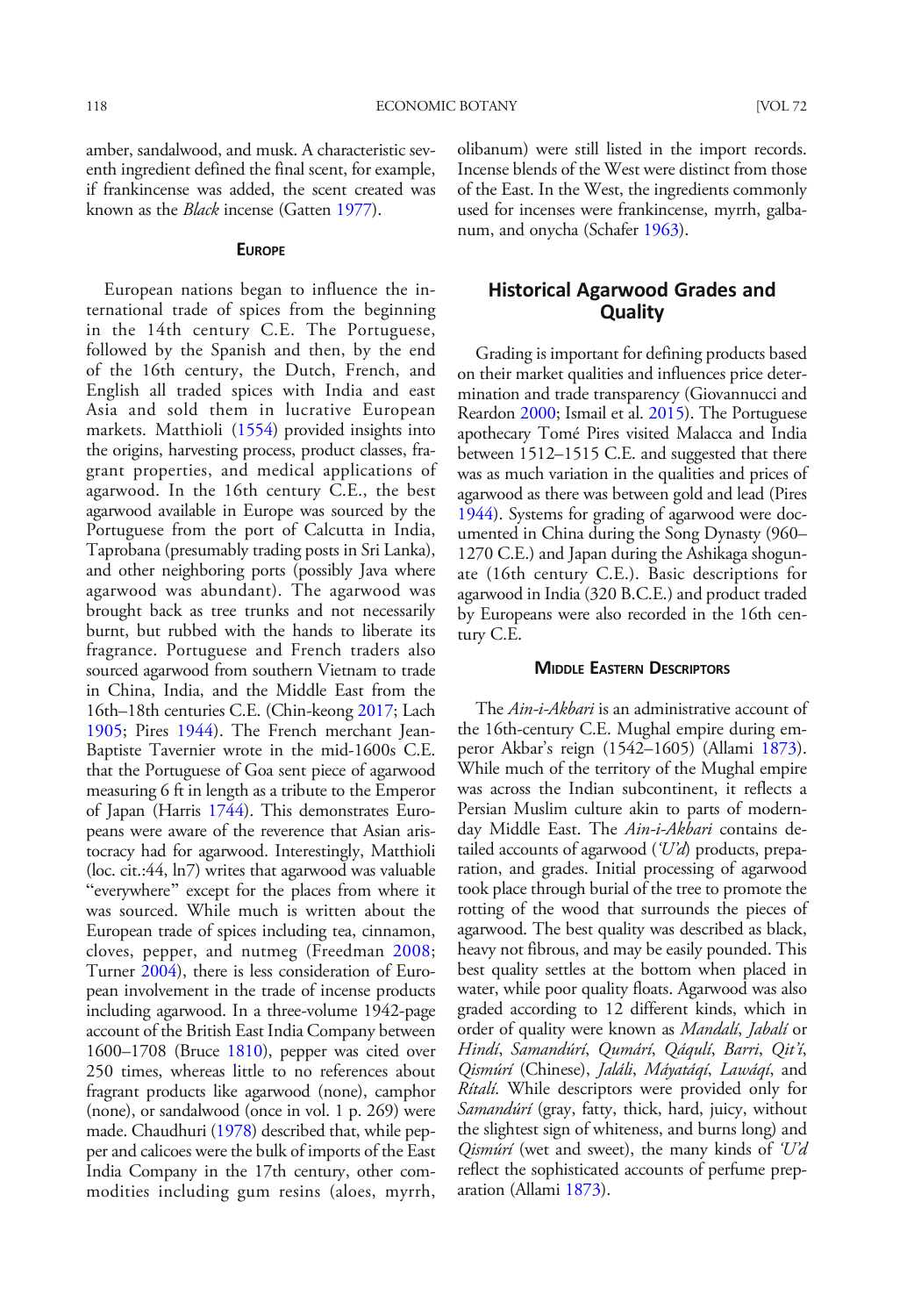amber, sandalwood, and musk. A characteristic seventh ingredient defined the final scent, for example, if frankincense was added, the scent created was known as the *Black* incense (Gatten 1977).

#### Europe

European nations began to influence the international trade of spices from the beginning in the 14th century C.E. The Portuguese, followed by the Spanish and then, by the end of the 16th century, the Dutch, French, and English all traded spices with India and east Asia and sold them in lucrative European markets. Matthioli (1554) provided insights into the origins, harvesting process, product classes, fragrant properties, and medical applications of agarwood. In the 16th century C.E., the best agarwood available in Europe was sourced by the Portuguese from the port of Calcutta in India, Taprobana (presumably trading posts in Sri Lanka), and other neighboring ports (possibly Java where agarwood was abundant). The agarwood was brought back as tree trunks and not necessarily burnt, but rubbed with the hands to liberate its fragrance. Portuguese and French traders also sourced agarwood from southern Vietnam to trade in China, India, and the Middle East from the 16th–18th centuries C.E. (Chin-keong 2017; Lach 1905; Pires 1944). The French merchant Jean-Baptiste Tavernier wrote in the mid-1600s C.E. that the Portuguese of Goa sent piece of agarwood measuring 6 ft in length as a tribute to the Emperor of Japan (Harris 1744). This demonstrates Europeans were aware of the reverence that Asian aristocracy had for agarwood. Interestingly, Matthioli (loc. cit.:44, ln7) writes that agarwood was valuable "everywhere" except for the places from where it was sourced. While much is written about the European trade of spices including tea, cinnamon, cloves, pepper, and nutmeg (Freedman 2008; Turner 2004), there is less consideration of European involvement in the trade of incense products including agarwood. In a three-volume 1942-page account of the British East India Company between 1600–1708 (Bruce 1810), pepper was cited over 250 times, whereas little to no references about fragrant products like agarwood (none), camphor (none), or sandalwood (once in vol. 1 p. 269) were made. Chaudhuri (1978) described that, while pepper and calicoes were the bulk of imports of the East India Company in the 17th century, other commodities including gum resins (aloes, myrrh, olibanum) were still listed in the import records. Incense blends of the West were distinct from those of the East. In the West, the ingredients commonly used for incenses were frankincense, myrrh, galbanum, and onycha (Schafer 1963).

## Historical Agarwood Grades and Quality

Grading is important for defining products based on their market qualities and influences price determination and trade transparency (Giovannucci and Reardon 2000; Ismail et al. 2015). The Portuguese apothecary Tomé Pires visited Malacca and India between 1512–1515 C.E. and suggested that there was as much variation in the qualities and prices of agarwood as there was between gold and lead (Pires 1944). Systems for grading of agarwood were documented in China during the Song Dynasty (960–1270 C.E.) and Japan during the Ashikaga shogunate (16th century C.E.). Basic descriptions for agarwood in India (320 B.C.E.) and product traded by Europeans were also recorded in the 16th century C.E.

#### Middle Eastern Descriptors

The *Ain-i-Akbari* is an administrative account of the 16th-century C.E. Mughal empire during emperor Akbar's reign (1542–1605) (Allami 1873). While much of the territory of the Mughal empire was across the Indian subcontinent, it reflects a Persian Muslim culture akin to parts of modern-day Middle East. The *Ain-i-Akbari* contains detailed accounts of agarwood (*'Ud*) products, preparation, and grades. Initial processing of agarwood took place through burial of the tree to promote the rotting of the wood that surrounds the pieces of agarwood. The best quality was described as black, heavy not fibrous, and may be easily pounded. This best quality settles at the bottom when placed in water, while poor quality floats. Agarwood was also graded according to 12 different kinds, which in order of quality were known as *Mandalí*, *Jabalí* or *Hindí*, *Samandúrí*, *Qumárí*, *Qáqulí*, *Barri*, *Qit'í*, *Qismúrí* (Chinese), *Jaláli*, *Máyatáqí*, *Lawáqí*, and *Rítalí*. While descriptors were provided only for *Samandúrí* (gray, fatty, thick, hard, juicy, without the slightest sign of whiteness, and burns long) and *Qismúrí* (wet and sweet), the many kinds of *'Ud* reflect the sophisticated accounts of perfume preparation (Allami 1873).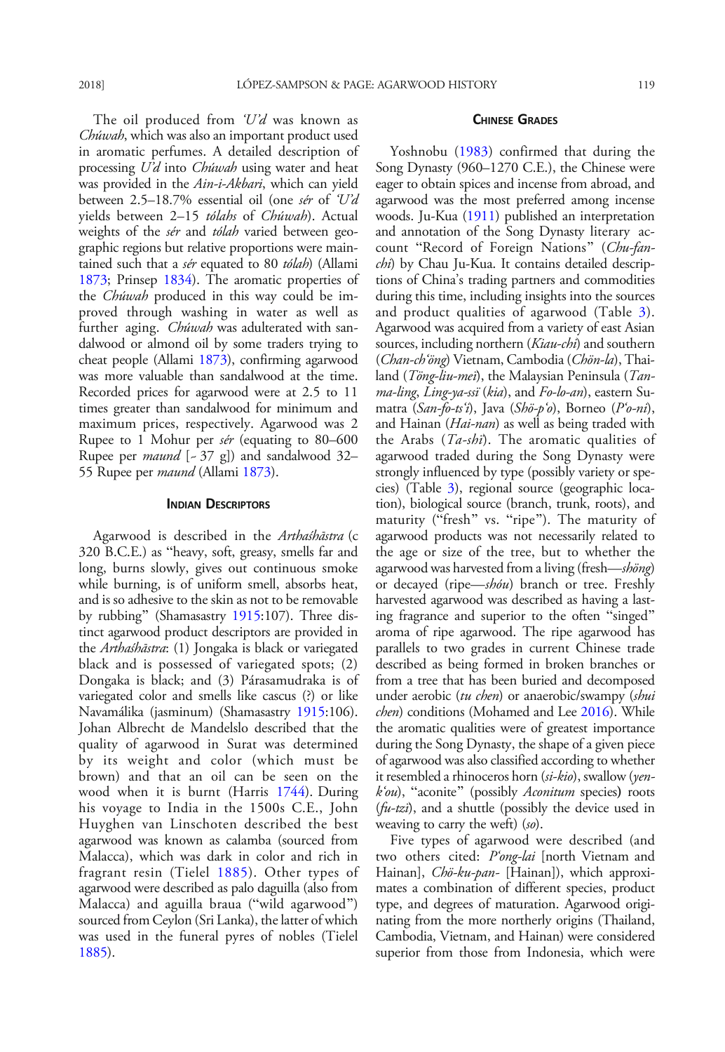The oil produced from *'U'd* was known as *Chúwah*, which was also an important product used in aromatic perfumes. A detailed description of processing *U'd* into *Chúwah* using water and heat was provided in the *Ain-i-Akbari*, which can yield between 2.5–18.7% essential oil (one *sér* of *'U'd* yields between 2–15 *tólahs* of *Chúwah*). Actual weights of the *sér* and *tólah* varied between geographic regions but relative proportions were maintained such that a *sér* equated to 80 *tólah*) (Allami 1873; Prinsep 1834). The aromatic properties of the *Chúwah* produced in this way could be improved through washing in water as well as further aging. *Chúwah* was adulterated with sandalwood or almond oil by some traders trying to cheat people (Allami 1873), confirming agarwood was more valuable than sandalwood at the time. Recorded prices for agarwood were at 2.5 to 11 times greater than sandalwood for minimum and maximum prices, respectively. Agarwood was 2 Rupee to 1 Mohur per *sér* (equating to 80–600 Rupee per *maund* [~ 37 g]) and sandalwood 32–55 Rupee per *maund* (Allami 1873).

## Indian Descriptors

Agarwood is described in the *Arthaśhāstra* (c 320 B.C.E.) as "heavy, soft, greasy, smells far and long, burns slowly, gives out continuous smoke while burning, is of uniform smell, absorbs heat, and is so adhesive to the skin as not to be removable by rubbing" (Shamasastry 1915:107). Three distinct agarwood product descriptors are provided in the *Arthaśhāstra*: (1) Jongaka is black or variegated black and is possessed of variegated spots; (2) Dongaka is black; and (3) Párasamudraka is of variegated color and smells like cascus (?) or like Navamálika (jasminum) (Shamasastry 1915:106). Johan Albrecht de Mandelslo described that the quality of agarwood in Surat was determined by its weight and color (which must be brown) and that an oil can be seen on the wood when it is burnt (Harris 1744). During his voyage to India in the 1500s C.E., John Huyghen van Linschoten described the best agarwood was known as calamba (sourced from Malacca), which was dark in color and rich in fragrant resin (Tielel 1885). Other types of agarwood were described as palo daguilla (also from Malacca) and aguilla braua ("wild agarwood") sourced from Ceylon (Sri Lanka), the latter of which was used in the funeral pyres of nobles (Tielel 1885).

## Chinese Grades

Yoshnobu (1983) confirmed that during the Song Dynasty (960–1270 C.E.), the Chinese were eager to obtain spices and incense from abroad, and agarwood was the most preferred among incense woods. Ju-Kua (1911) published an interpretation and annotation of the Song Dynasty literary account "Record of Foreign Nations" (*Chu-fan-chi*) by Chau Ju-Kua. It contains detailed descriptions of China's trading partners and commodities during this time, including insights into the sources and product qualities of agarwood (Table 3). Agarwood was acquired from a variety of east Asian sources, including northern (*Kiau-chi*) and southern (*Chan-ch'ŏng*) Vietnam, Cambodia (*Chön-la*), Thailand (*Töng-liu-mei*), the Malaysian Peninsula (*Tan-ma-ling*, *Ling-ya-ssï* (*kia*), and *Fo-lo-an*), eastern Sumatra (*San-fo-ts'i*), Java (*Shö-p'o*), Borneo (*P'o-ni*), and Hainan (*Hai-nan*) as well as being traded with the Arabs (*Ta-shi*). The aromatic qualities of agarwood traded during the Song Dynasty were strongly influenced by type (possibly variety or species) (Table 3), regional source (geographic location), biological source (branch, trunk, roots), and maturity ("fresh" vs. "ripe"). The maturity of agarwood products was not necessarily related to the age or size of the tree, but to whether the agarwood was harvested from a living (fresh—*shöng*) or decayed (ripe—*shóu*) branch or tree. Freshly harvested agarwood was described as having a lasting fragrance and superior to the often "singed" aroma of ripe agarwood. The ripe agarwood has parallels to two grades in current Chinese trade described as being formed in broken branches or from a tree that has been buried and decomposed under aerobic (*tu chen*) or anaerobic/swampy (*shui chen*) conditions (Mohamed and Lee 2016). While the aromatic qualities were of greatest importance during the Song Dynasty, the shape of a given piece of agarwood was also classified according to whether it resembled a rhinoceros horn (*si-kio*), swallow (*yen-k'ou*), "aconite" (possibly *Aconitum* species) roots (*fu-tzi*), and a shuttle (possibly the device used in weaving to carry the weft) (*so*).

Five types of agarwood were described (and two others cited: *P'ong-lai* [north Vietnam and Hainan], *Chö-ku-pan-* [Hainan]), which approximates a combination of different species, product type, and degrees of maturation. Agarwood originating from the more northerly origins (Thailand, Cambodia, Vietnam, and Hainan) were considered superior from those from Indonesia, which were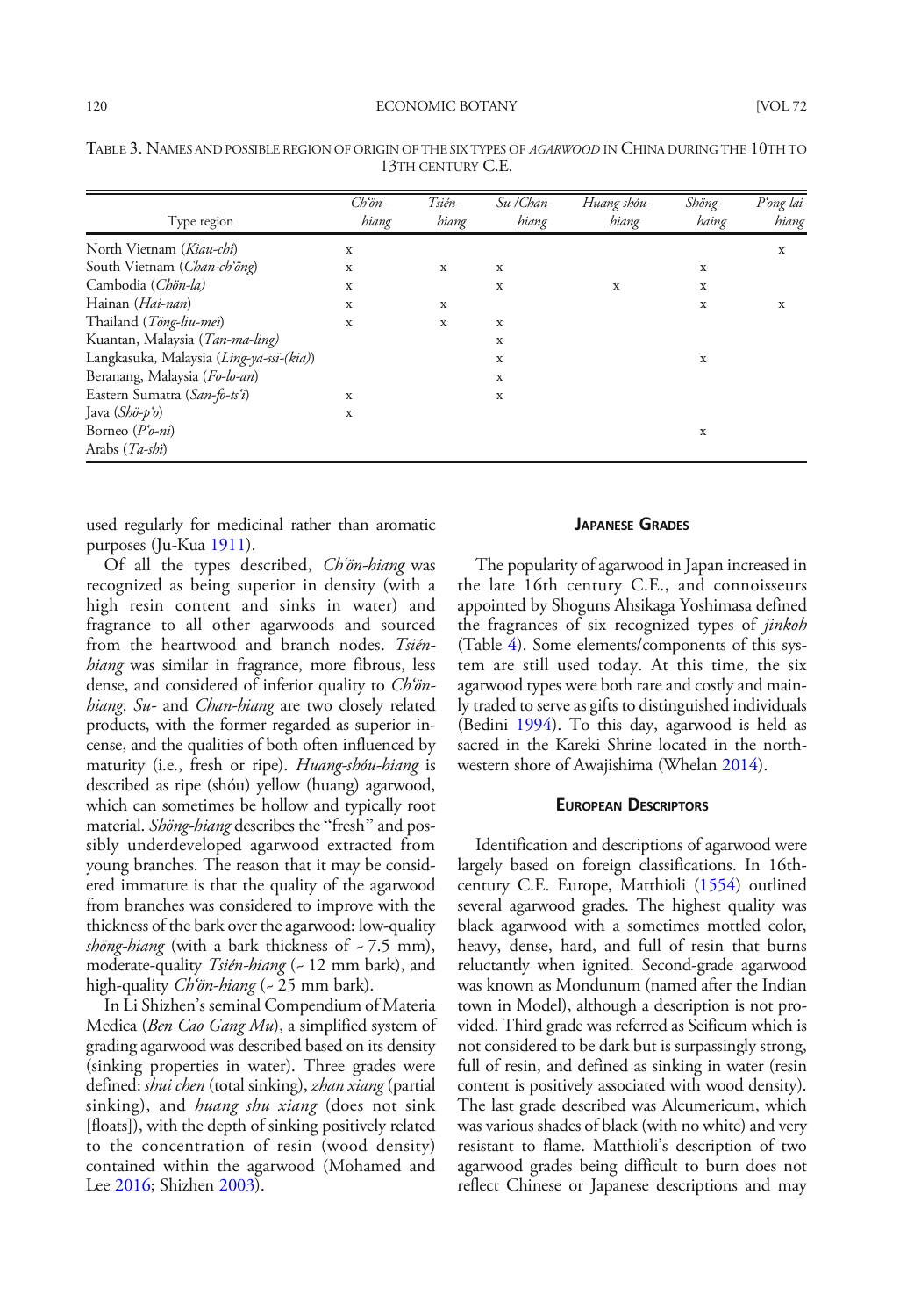TABLE 3. NAMES AND POSSIBLE REGION OF ORIGIN OF THE SIX TYPES OF *AGARWOOD* IN CHINA DURING THE 10TH TO 13TH CENTURY C.E.

| Type region | *Ch'ön-hiang* | *Tsién-hiang* | *Su-/Chan-hiang* | *Huang-shóu-hiang* | *Shöng-haing* | *P'ong-lai-hiang* |
|---|---|---|---|---|---|---|
| North Vietnam (*Kiau-chi*) | x | | | | | x |
| South Vietnam (*Chan-ch'ŏng*) | x | x | x | | x | |
| Cambodia (*Chön-la*) | x | | x | x | x | |
| Hainan (*Hai-nan*) | x | x | | | x | x |
| Thailand (*Töng-liu-mei*) | x | x | x | | | |
| Kuantan, Malaysia (*Tan-ma-ling*) | | | x | | | |
| Langkasuka, Malaysia (*Ling-ya-ssï-(kia)*) | | | x | | x | |
| Beranang, Malaysia (*Fo-lo-an*) | | | x | | | |
| Eastern Sumatra (*San-fo-ts'i*) | x | | x | | | |
| Java (*Shö-p'o*) | x | | | | | |
| Borneo (*P'o-ni*) | | | | | x | |
| Arabs (*Ta-shi*) | | | | | | |

used regularly for medicinal rather than aromatic purposes (Ju-Kua 1911).

Of all the types described, *Ch'ön-hiang* was recognized as being superior in density (with a high resin content and sinks in water) and fragrance to all other agarwoods and sourced from the heartwood and branch nodes. *Tsién-hiang* was similar in fragrance, more fibrous, less dense, and considered of inferior quality to *Ch'ön-hiang*. *Su-* and *Chan-hiang* are two closely related products, with the former regarded as superior incense, and the qualities of both often influenced by maturity (i.e., fresh or ripe). *Huang-shóu-hiang* is described as ripe (shóu) yellow (huang) agarwood, which can sometimes be hollow and typically root material. *Shöng-hiang* describes the "fresh" and possibly underdeveloped agarwood extracted from young branches. The reason that it may be considered immature is that the quality of the agarwood from branches was considered to improve with the thickness of the bark over the agarwood: low-quality *shöng-hiang* (with a bark thickness of ~ 7.5 mm), moderate-quality *Tsién-hiang* (~ 12 mm bark), and high-quality *Ch'ön-hiang* (~ 25 mm bark).

In Li Shizhen's seminal Compendium of Materia Medica (*Ben Cao Gang Mu*), a simplified system of grading agarwood was described based on its density (sinking properties in water). Three grades were defined: *shui chen* (total sinking), *zhan xiang* (partial sinking), and *huang shu xiang* (does not sink [floats]), with the depth of sinking positively related to the concentration of resin (wood density) contained within the agarwood (Mohamed and Lee 2016; Shizhen 2003).

## JAPANESE GRADES

The popularity of agarwood in Japan increased in the late 16th century C.E., and connoisseurs appointed by Shoguns Ahsikaga Yoshimasa defined the fragrances of six recognized types of *jinkoh* (Table 4). Some elements/components of this system are still used today. At this time, the six agarwood types were both rare and costly and mainly traded to serve as gifts to distinguished individuals (Bedini 1994). To this day, agarwood is held as sacred in the Kareki Shrine located in the northwestern shore of Awajishima (Whelan 2014).

## EUROPEAN DESCRIPTORS

Identification and descriptions of agarwood were largely based on foreign classifications. In 16th-century C.E. Europe, Matthioli (1554) outlined several agarwood grades. The highest quality was black agarwood with a sometimes mottled color, heavy, dense, hard, and full of resin that burns reluctantly when ignited. Second-grade agarwood was known as Mondunum (named after the Indian town in Model), although a description is not provided. Third grade was referred as Seificum which is not considered to be dark but is surpassingly strong, full of resin, and defined as sinking in water (resin content is positively associated with wood density). The last grade described was Alcumericum, which was various shades of black (with no white) and very resistant to flame. Matthioli's description of two agarwood grades being difficult to burn does not reflect Chinese or Japanese descriptions and may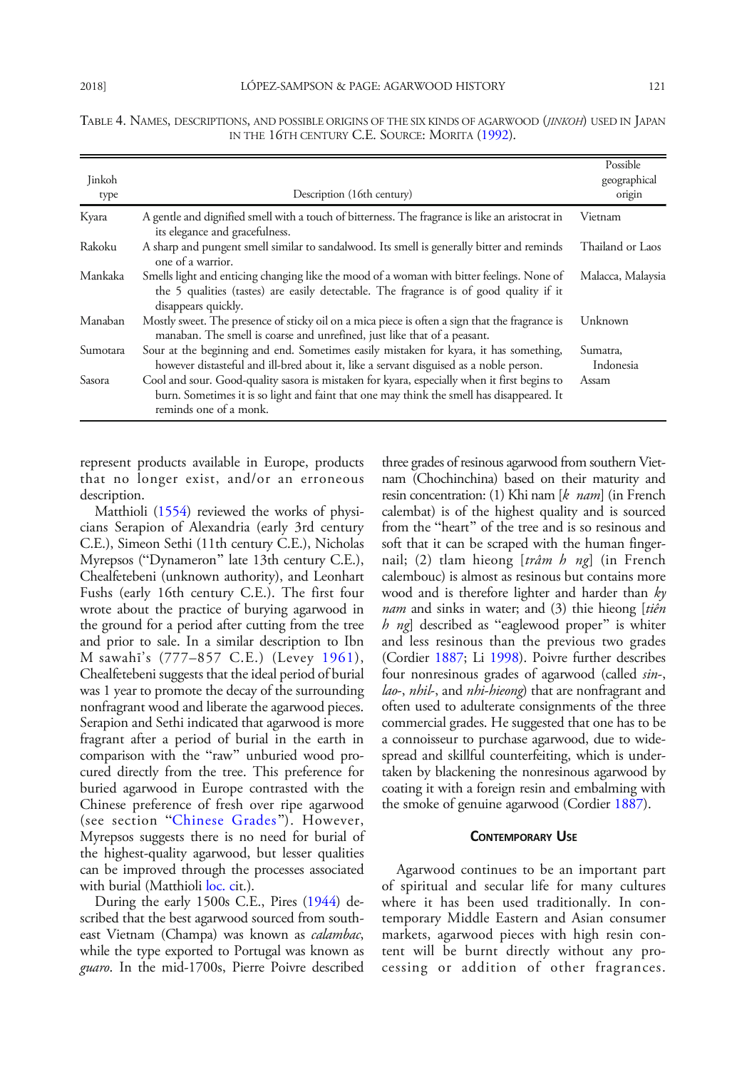TABLE 4. NAMES, DESCRIPTIONS, AND POSSIBLE ORIGINS OF THE SIX KINDS OF AGARWOOD (*JINKOH*) USED IN JAPAN IN THE 16TH CENTURY C.E. SOURCE: MORITA (1992).

| Jinkoh type | Description (16th century) | Possible geographical origin |
|---|---|---|
| Kyara | A gentle and dignified smell with a touch of bitterness. The fragrance is like an aristocrat in its elegance and gracefulness. | Vietnam |
| Rakoku | A sharp and pungent smell similar to sandalwood. Its smell is generally bitter and reminds one of a warrior. | Thailand or Laos |
| Mankaka | Smells light and enticing changing like the mood of a woman with bitter feelings. None of the 5 qualities (tastes) are easily detectable. The fragrance is of good quality if it disappears quickly. | Malacca, Malaysia |
| Manaban | Mostly sweet. The presence of sticky oil on a mica piece is often a sign that the fragrance is manaban. The smell is coarse and unrefined, just like that of a peasant. | Unknown |
| Sumotara | Sour at the beginning and end. Sometimes easily mistaken for kyara, it has something, however distasteful and ill-bred about it, like a servant disguised as a noble person. | Sumatra, Indonesia |
| Sasora | Cool and sour. Good-quality sasora is mistaken for kyara, especially when it first begins to burn. Sometimes it is so light and faint that one may think the smell has disappeared. It reminds one of a monk. | Assam |

represent products available in Europe, products that no longer exist, and/or an erroneous description.

Matthioli (1554) reviewed the works of physicians Serapion of Alexandria (early 3rd century C.E.), Simeon Sethi (11th century C.E.), Nicholas Myrepsos ("Dynameron" late 13th century C.E.), Chealfetebeni (unknown authority), and Leonhart Fushs (early 16th century C.E.). The first four wrote about the practice of burying agarwood in the ground for a period after cutting from the tree and prior to sale. In a similar description to Ibn M sawahī's (777–857 C.E.) (Levey 1961), Chealfetebeni suggests that the ideal period of burial was 1 year to promote the decay of the surrounding nonfragrant wood and liberate the agarwood pieces. Serapion and Sethi indicated that agarwood is more fragrant after a period of burial in the earth in comparison with the "raw" unburied wood procured directly from the tree. This preference for buried agarwood in Europe contrasted with the Chinese preference of fresh over ripe agarwood (see section "Chinese Grades"). However, Myrepsos suggests there is no need for burial of the highest-quality agarwood, but lesser qualities can be improved through the processes associated with burial (Matthioli loc. cit.).

During the early 1500s C.E., Pires (1944) described that the best agarwood sourced from southeast Vietnam (Champa) was known as *calambac*, while the type exported to Portugal was known as *guaro*. In the mid-1700s, Pierre Poivre described three grades of resinous agarwood from southern Vietnam (Chochinchina) based on their maturity and resin concentration: (1) Khi nam [*k nam*] (in French calembat) is of the highest quality and is sourced from the "heart" of the tree and is so resinous and soft that it can be scraped with the human fingernail; (2) tlam hieong [*trâm h ng*] (in French calembouc) is almost as resinous but contains more wood and is therefore lighter and harder than *ky nam* and sinks in water; and (3) thie hieong [*tiên h ng*] described as "eaglewood proper" is whiter and less resinous than the previous two grades (Cordier 1887; Li 1998). Poivre further describes four nonresinous grades of agarwood (called *sin-*, *lao-*, *nhil-*, and *nhi-hieong*) that are nonfragrant and often used to adulterate consignments of the three commercial grades. He suggested that one has to be a connoisseur to purchase agarwood, due to widespread and skillful counterfeiting, which is undertaken by blackening the nonresinous agarwood by coating it with a foreign resin and embalming with the smoke of genuine agarwood (Cordier 1887).

## CONTEMPORARY USE

Agarwood continues to be an important part of spiritual and secular life for many cultures where it has been used traditionally. In contemporary Middle Eastern and Asian consumer markets, agarwood pieces with high resin content will be burnt directly without any processing or addition of other fragrances.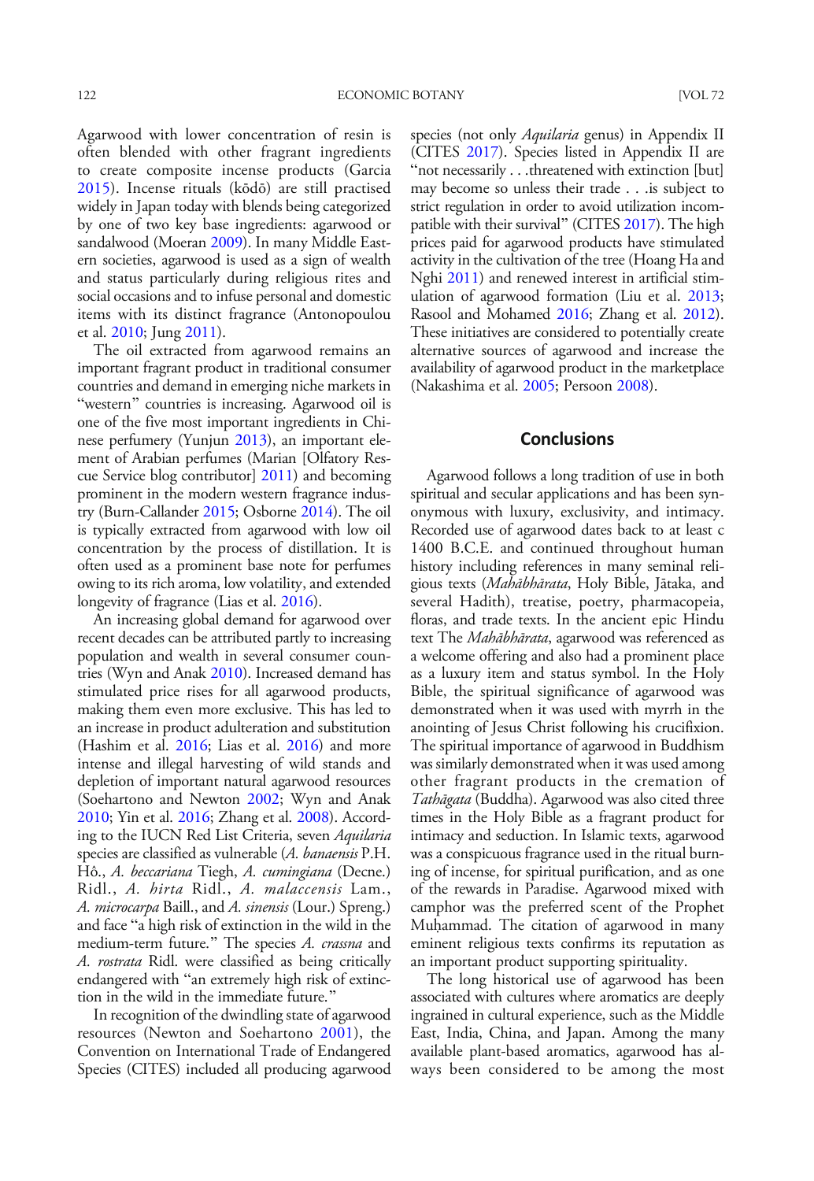Agarwood with lower concentration of resin is often blended with other fragrant ingredients to create composite incense products (Garcia 2015). Incense rituals (kōdō) are still practised widely in Japan today with blends being categorized by one of two key base ingredients: agarwood or sandalwood (Moeran 2009). In many Middle Eastern societies, agarwood is used as a sign of wealth and status particularly during religious rites and social occasions and to infuse personal and domestic items with its distinct fragrance (Antonopoulou et al. 2010; Jung 2011).

The oil extracted from agarwood remains an important fragrant product in traditional consumer countries and demand in emerging niche markets in "western" countries is increasing. Agarwood oil is one of the five most important ingredients in Chinese perfumery (Yunjun 2013), an important element of Arabian perfumes (Marian [Olfatory Rescue Service blog contributor] 2011) and becoming prominent in the modern western fragrance industry (Burn-Callander 2015; Osborne 2014). The oil is typically extracted from agarwood with low oil concentration by the process of distillation. It is often used as a prominent base note for perfumes owing to its rich aroma, low volatility, and extended longevity of fragrance (Lias et al. 2016).

An increasing global demand for agarwood over recent decades can be attributed partly to increasing population and wealth in several consumer countries (Wyn and Anak 2010). Increased demand has stimulated price rises for all agarwood products, making them even more exclusive. This has led to an increase in product adulteration and substitution (Hashim et al. 2016; Lias et al. 2016) and more intense and illegal harvesting of wild stands and depletion of important natural agarwood resources (Soehartono and Newton 2002; Wyn and Anak 2010; Yin et al. 2016; Zhang et al. 2008). According to the IUCN Red List Criteria, seven *Aquilaria* species are classified as vulnerable (*A. banaensis* P.H. Hô., *A. beccariana* Tiegh, *A. cumingiana* (Decne.) Ridl., *A. hirta* Ridl., *A. malaccensis* Lam., *A. microcarpa* Baill., and *A. sinensis* (Lour.) Spreng.) and face "a high risk of extinction in the wild in the medium-term future." The species *A. crassna* and *A. rostrata* Ridl. were classified as being critically endangered with "an extremely high risk of extinction in the wild in the immediate future."

In recognition of the dwindling state of agarwood resources (Newton and Soehartono 2001), the Convention on International Trade of Endangered Species (CITES) included all producing agarwood species (not only *Aquilaria* genus) in Appendix II (CITES 2017). Species listed in Appendix II are "not necessarily . . .threatened with extinction [but] may become so unless their trade . . .is subject to strict regulation in order to avoid utilization incompatible with their survival" (CITES 2017). The high prices paid for agarwood products have stimulated activity in the cultivation of the tree (Hoang Ha and Nghi 2011) and renewed interest in artificial stimulation of agarwood formation (Liu et al. 2013; Rasool and Mohamed 2016; Zhang et al. 2012). These initiatives are considered to potentially create alternative sources of agarwood and increase the availability of agarwood product in the marketplace (Nakashima et al. 2005; Persoon 2008).

## Conclusions

Agarwood follows a long tradition of use in both spiritual and secular applications and has been synonymous with luxury, exclusivity, and intimacy. Recorded use of agarwood dates back to at least c 1400 B.C.E. and continued throughout human history including references in many seminal religious texts (*Mahābhārata*, Holy Bible, Jātaka, and several Hadith), treatise, poetry, pharmacopeia, floras, and trade texts. In the ancient epic Hindu text The *Mahābhārata*, agarwood was referenced as a welcome offering and also had a prominent place as a luxury item and status symbol. In the Holy Bible, the spiritual significance of agarwood was demonstrated when it was used with myrrh in the anointing of Jesus Christ following his crucifixion. The spiritual importance of agarwood in Buddhism was similarly demonstrated when it was used among other fragrant products in the cremation of *Tathāgata* (Buddha). Agarwood was also cited three times in the Holy Bible as a fragrant product for intimacy and seduction. In Islamic texts, agarwood was a conspicuous fragrance used in the ritual burning of incense, for spiritual purification, and as one of the rewards in Paradise. Agarwood mixed with camphor was the preferred scent of the Prophet Muḥammad. The citation of agarwood in many eminent religious texts confirms its reputation as an important product supporting spirituality.

The long historical use of agarwood has been associated with cultures where aromatics are deeply ingrained in cultural experience, such as the Middle East, India, China, and Japan. Among the many available plant-based aromatics, agarwood has always been considered to be among the most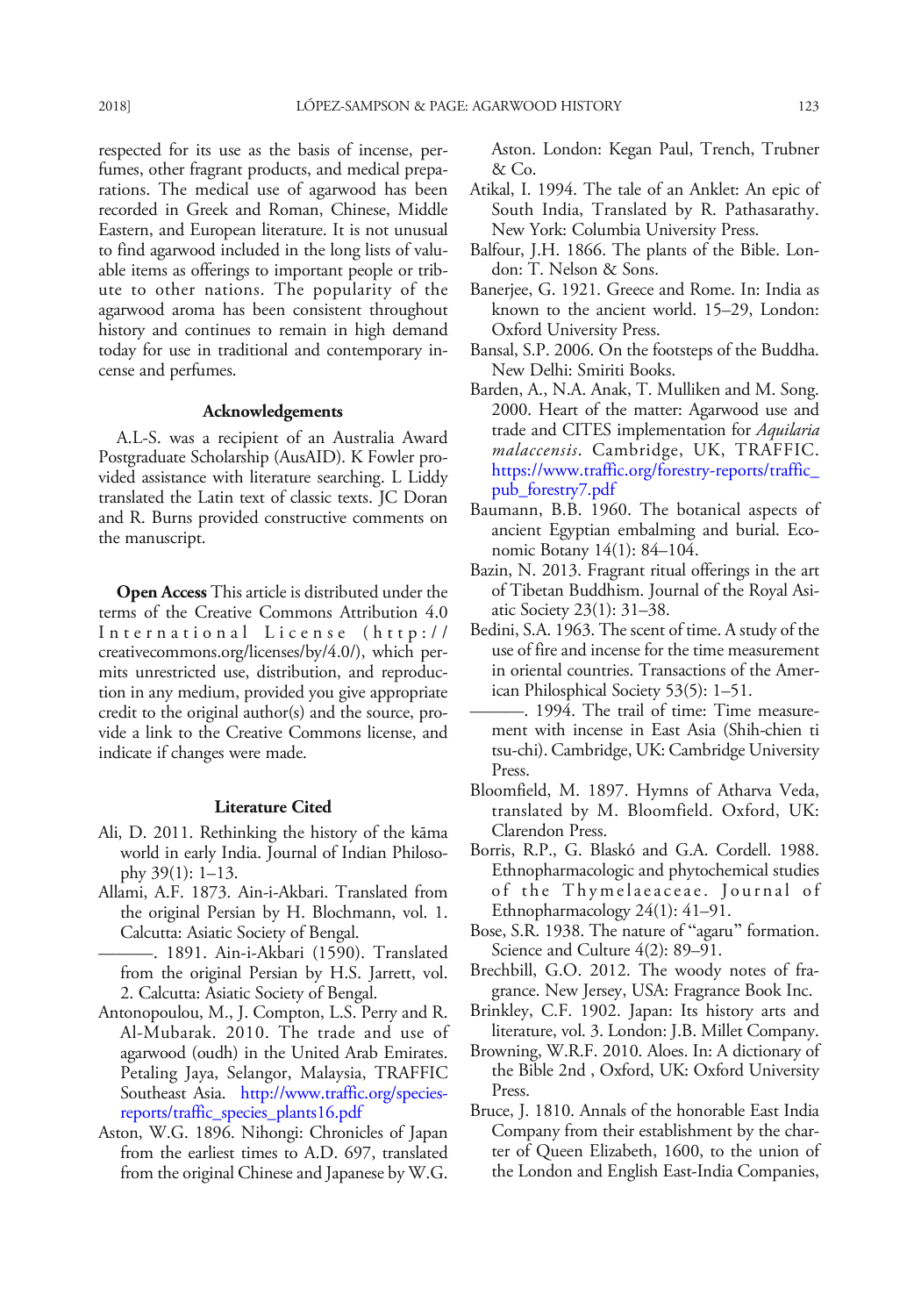respected for its use as the basis of incense, perfumes, other fragrant products, and medical preparations. The medical use of agarwood has been recorded in Greek and Roman, Chinese, Middle Eastern, and European literature. It is not unusual to find agarwood included in the long lists of valuable items as offerings to important people or tribute to other nations. The popularity of the agarwood aroma has been consistent throughout history and continues to remain in high demand today for use in traditional and contemporary incense and perfumes.

### Acknowledgements

A.L-S. was a recipient of an Australia Award Postgraduate Scholarship (AusAID). K Fowler provided assistance with literature searching. L Liddy translated the Latin text of classic texts. JC Doran and R. Burns provided constructive comments on the manuscript.

**Open Access** This article is distributed under the terms of the Creative Commons Attribution 4.0 International License (http://creativecommons.org/licenses/by/4.0/), which permits unrestricted use, distribution, and reproduction in any medium, provided you give appropriate credit to the original author(s) and the source, provide a link to the Creative Commons license, and indicate if changes were made.

### Literature Cited

Ali, D. 2011. Rethinking the history of the kāma world in early India. Journal of Indian Philosophy 39(1): 1–13.

Allami, A.F. 1873. Ain-i-Akbari. Translated from the original Persian by H. Blochmann, vol. 1. Calcutta: Asiatic Society of Bengal.

———. 1891. Ain-i-Akbari (1590). Translated from the original Persian by H.S. Jarrett, vol. 2. Calcutta: Asiatic Society of Bengal.

Antonopoulou, M., J. Compton, L.S. Perry and R. Al-Mubarak. 2010. The trade and use of agarwood (oudh) in the United Arab Emirates. Petaling Jaya, Selangor, Malaysia, TRAFFIC Southeast Asia. http://www.traffic.org/species-reports/traffic_species_plants16.pdf

Aston, W.G. 1896. Nihongi: Chronicles of Japan from the earliest times to A.D. 697, translated from the original Chinese and Japanese by W.G. Aston. London: Kegan Paul, Trench, Trubner & Co.

Atikal, I. 1994. The tale of an Anklet: An epic of South India, Translated by R. Pathasarathy. New York: Columbia University Press.

Balfour, J.H. 1866. The plants of the Bible. London: T. Nelson & Sons.

Banerjee, G. 1921. Greece and Rome. In: India as known to the ancient world. 15–29, London: Oxford University Press.

Bansal, S.P. 2006. On the footsteps of the Buddha. New Delhi: Smiriti Books.

Barden, A., N.A. Anak, T. Mulliken and M. Song. 2000. Heart of the matter: Agarwood use and trade and CITES implementation for *Aquilaria malaccensis*. Cambridge, UK, TRAFFIC. https://www.traffic.org/forestry-reports/traffic_pub_forestry7.pdf

Baumann, B.B. 1960. The botanical aspects of ancient Egyptian embalming and burial. Economic Botany 14(1): 84–104.

Bazin, N. 2013. Fragrant ritual offerings in the art of Tibetan Buddhism. Journal of the Royal Asiatic Society 23(1): 31–38.

Bedini, S.A. 1963. The scent of time. A study of the use of fire and incense for the time measurement in oriental countries. Transactions of the American Philosphical Society 53(5): 1–51.

———. 1994. The trail of time: Time measurement with incense in East Asia (Shih-chien ti tsu-chi). Cambridge, UK: Cambridge University Press.

Bloomfield, M. 1897. Hymns of Atharva Veda, translated by M. Bloomfield. Oxford, UK: Clarendon Press.

Borris, R.P., G. Blaskó and G.A. Cordell. 1988. Ethnopharmacologic and phytochemical studies of the Thymelaeaceae. Journal of Ethnopharmacology 24(1): 41–91.

Bose, S.R. 1938. The nature of "agaru" formation. Science and Culture 4(2): 89–91.

Brechbill, G.O. 2012. The woody notes of fragrance. New Jersey, USA: Fragrance Book Inc.

Brinkley, C.F. 1902. Japan: Its history arts and literature, vol. 3. London: J.B. Millet Company.

Browning, W.R.F. 2010. Aloes. In: A dictionary of the Bible 2nd , Oxford, UK: Oxford University Press.

Bruce, J. 1810. Annals of the honorable East India Company from their establishment by the charter of Queen Elizabeth, 1600, to the union of the London and English East-India Companies,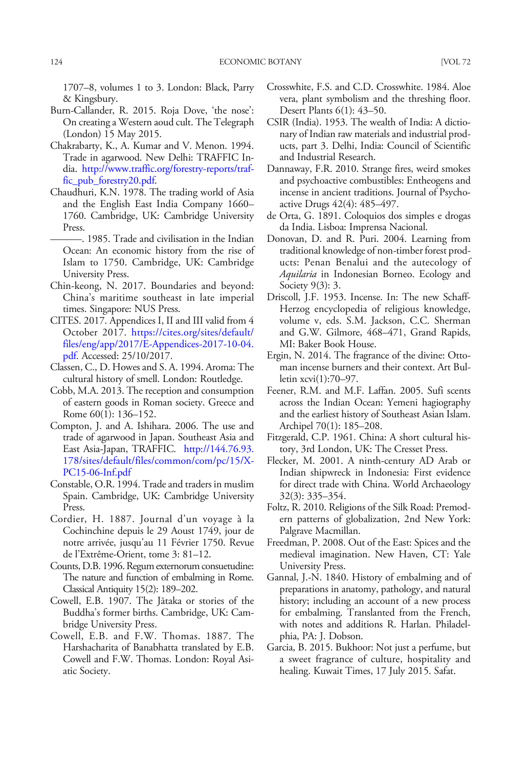1707–8, volumes 1 to 3. London: Black, Parry & Kingsbury.

Burn-Callander, R. 2015. Roja Dove, 'the nose': On creating a Western aoud cult. The Telegraph (London) 15 May 2015.

Chakrabarty, K., A. Kumar and V. Menon. 1994. Trade in agarwood. New Delhi: TRAFFIC India. http://www.traffic.org/forestry-reports/traffic_pub_forestry20.pdf.

Chaudhuri, K.N. 1978. The trading world of Asia and the English East India Company 1660–1760. Cambridge, UK: Cambridge University Press.

———. 1985. Trade and civilisation in the Indian Ocean: An economic history from the rise of Islam to 1750. Cambridge, UK: Cambridge University Press.

Chin-keong, N. 2017. Boundaries and beyond: China's maritime southeast in late imperial times. Singapore: NUS Press.

CITES. 2017. Appendices I, II and III valid from 4 October 2017. https://cites.org/sites/default/files/eng/app/2017/E-Appendices-2017-10-04.pdf. Accessed: 25/10/2017.

Classen, C., D. Howes and S. A. 1994. Aroma: The cultural history of smell. London: Routledge.

Cobb, M.A. 2013. The reception and consumption of eastern goods in Roman society. Greece and Rome 60(1): 136–152.

Compton, J. and A. Ishihara. 2006. The use and trade of agarwood in Japan. Southeast Asia and East Asia-Japan, TRAFFIC. http://144.76.93.178/sites/default/files/common/com/pc/15/X-PC15-06-Inf.pdf

Constable, O.R. 1994. Trade and traders in muslim Spain. Cambridge, UK: Cambridge University Press.

Cordier, H. 1887. Journal d'un voyage à la Cochinchine depuis le 29 Aoust 1749, jour de notre arrivée, jusqu'au 11 Février 1750. Revue de l'Extrême-Orient, tome 3: 81–12.

Counts, D.B. 1996. Regum externorum consuetudine: The nature and function of embalming in Rome. Classical Antiquity 15(2): 189–202.

Cowell, E.B. 1907. The Jātaka or stories of the Buddha's former births. Cambridge, UK: Cambridge University Press.

Cowell, E.B. and F.W. Thomas. 1887. The Harshacharita of Banabhatta translated by E.B. Cowell and F.W. Thomas. London: Royal Asiatic Society.

Crosswhite, F.S. and C.D. Crosswhite. 1984. Aloe vera, plant symbolism and the threshing floor. Desert Plants 6(1): 43–50.

CSIR (India). 1953. The wealth of India: A dictionary of Indian raw materials and industrial products, part 3. Delhi, India: Council of Scientific and Industrial Research.

Dannaway, F.R. 2010. Strange fires, weird smokes and psychoactive combustibles: Entheogens and incense in ancient traditions. Journal of Psychoactive Drugs 42(4): 485–497.

de Orta, G. 1891. Coloquios dos simples e drogas da India. Lisboa: Imprensa Nacional.

Donovan, D. and R. Puri. 2004. Learning from traditional knowledge of non-timber forest products: Penan Benalui and the autecology of *Aquilaria* in Indonesian Borneo. Ecology and Society 9(3): 3.

Driscoll, J.F. 1953. Incense. In: The new Schaff-Herzog encyclopedia of religious knowledge, volume v, eds. S.M. Jackson, C.C. Sherman and G.W. Gilmore, 468–471, Grand Rapids, MI: Baker Book House.

Ergin, N. 2014. The fragrance of the divine: Ottoman incense burners and their context. Art Bulletin xcvi(1):70–97.

Feener, R.M. and M.F. Laffan. 2005. Sufi scents across the Indian Ocean: Yemeni hagiography and the earliest history of Southeast Asian Islam. Archipel 70(1): 185–208.

Fitzgerald, C.P. 1961. China: A short cultural history, 3rd London, UK: The Cresset Press.

Flecker, M. 2001. A ninth-century AD Arab or Indian shipwreck in Indonesia: First evidence for direct trade with China. World Archaeology 32(3): 335–354.

Foltz, R. 2010. Religions of the Silk Road: Premodern patterns of globalization, 2nd New York: Palgrave Macmillan.

Freedman, P. 2008. Out of the East: Spices and the medieval imagination. New Haven, CT: Yale University Press.

Gannal, J.-N. 1840. History of embalming and of preparations in anatomy, pathology, and natural history; including an account of a new process for embalming. Translanted from the French, with notes and additions R. Harlan. Philadelphia, PA: J. Dobson.

Garcia, B. 2015. Bukhoor: Not just a perfume, but a sweet fragrance of culture, hospitality and healing. Kuwait Times, 17 July 2015. Safat.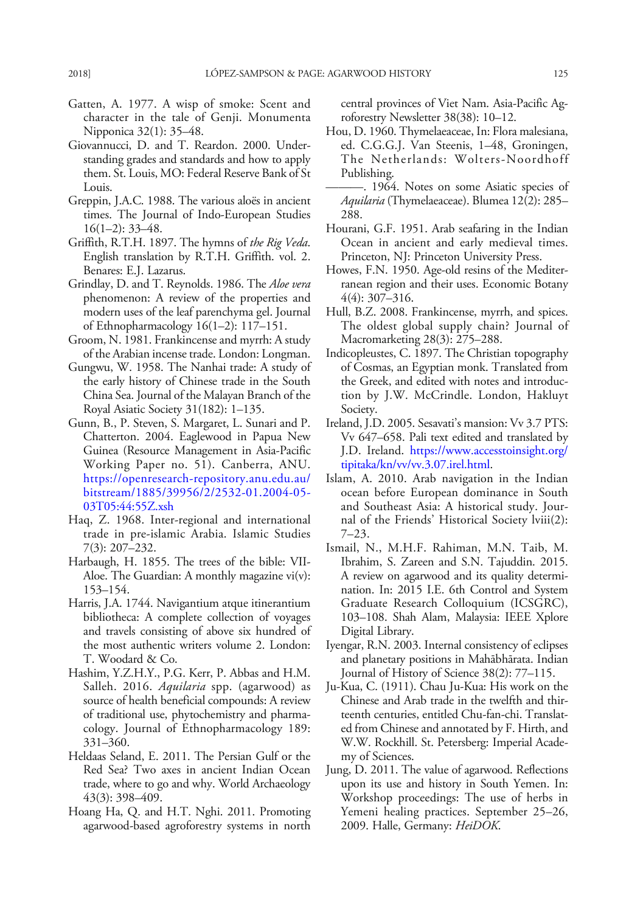Gatten, A. 1977. A wisp of smoke: Scent and character in the tale of Genji. Monumenta Nipponica 32(1): 35–48.

Giovannucci, D. and T. Reardon. 2000. Understanding grades and standards and how to apply them. St. Louis, MO: Federal Reserve Bank of St Louis.

Greppin, J.A.C. 1988. The various aloës in ancient times. The Journal of Indo-European Studies 16(1–2): 33–48.

Griffith, R.T.H. 1897. The hymns of *the Rig Veda*. English translation by R.T.H. Griffith. vol. 2. Benares: E.J. Lazarus.

Grindlay, D. and T. Reynolds. 1986. The *Aloe vera* phenomenon: A review of the properties and modern uses of the leaf parenchyma gel. Journal of Ethnopharmacology 16(1–2): 117–151.

Groom, N. 1981. Frankincense and myrrh: A study of the Arabian incense trade. London: Longman.

Gungwu, W. 1958. The Nanhai trade: A study of the early history of Chinese trade in the South China Sea. Journal of the Malayan Branch of the Royal Asiatic Society 31(182): 1–135.

Gunn, B., P. Steven, S. Margaret, L. Sunari and P. Chatterton. 2004. Eaglewood in Papua New Guinea (Resource Management in Asia-Pacific Working Paper no. 51). Canberra, ANU. https://openresearch-repository.anu.edu.au/bitstream/1885/39956/2/2532-01.2004-05-03T05:44:55Z.xsh

Haq, Z. 1968. Inter-regional and international trade in pre-islamic Arabia. Islamic Studies 7(3): 207–232.

Harbaugh, H. 1855. The trees of the bible: VII-Aloe. The Guardian: A monthly magazine vi(v): 153–154.

Harris, J.A. 1744. Navigantium atque itinerantium bibliotheca: A complete collection of voyages and travels consisting of above six hundred of the most authentic writers volume 2. London: T. Woodard & Co.

Hashim, Y.Z.H.Y., P.G. Kerr, P. Abbas and H.M. Salleh. 2016. *Aquilaria* spp. (agarwood) as source of health beneficial compounds: A review of traditional use, phytochemistry and pharmacology. Journal of Ethnopharmacology 189: 331–360.

Heldaas Seland, E. 2011. The Persian Gulf or the Red Sea? Two axes in ancient Indian Ocean trade, where to go and why. World Archaeology 43(3): 398–409.

Hoang Ha, Q. and H.T. Nghi. 2011. Promoting agarwood-based agroforestry systems in north central provinces of Viet Nam. Asia-Pacific Agroforestry Newsletter 38(38): 10–12.

Hou, D. 1960. Thymelaeaceae, In: Flora malesiana, ed. C.G.G.J. Van Steenis, 1–48, Groningen, The Netherlands: Wolters-Noordhoff Publishing.

———. 1964. Notes on some Asiatic species of *Aquilaria* (Thymelaeaceae). Blumea 12(2): 285–288.

Hourani, G.F. 1951. Arab seafaring in the Indian Ocean in ancient and early medieval times. Princeton, NJ: Princeton University Press.

Howes, F.N. 1950. Age-old resins of the Mediterranean region and their uses. Economic Botany 4(4): 307–316.

Hull, B.Z. 2008. Frankincense, myrrh, and spices. The oldest global supply chain? Journal of Macromarketing 28(3): 275–288.

Indicopleustes, C. 1897. The Christian topography of Cosmas, an Egyptian monk. Translated from the Greek, and edited with notes and introduction by J.W. McCrindle. London, Hakluyt Society.

Ireland, J.D. 2005. Sesavati's mansion: Vv 3.7 PTS: Vv 647–658. Pali text edited and translated by J.D. Ireland. https://www.accesstoinsight.org/tipitaka/kn/vv/vv.3.07.irel.html.

Islam, A. 2010. Arab navigation in the Indian ocean before European dominance in South and Southeast Asia: A historical study. Journal of the Friends' Historical Society lviii(2): 7–23.

Ismail, N., M.H.F. Rahiman, M.N. Taib, M. Ibrahim, S. Zareen and S.N. Tajuddin. 2015. A review on agarwood and its quality determination. In: 2015 I.E. 6th Control and System Graduate Research Colloquium (ICSGRC), 103–108. Shah Alam, Malaysia: IEEE Xplore Digital Library.

Iyengar, R.N. 2003. Internal consistency of eclipses and planetary positions in Mahābhārata. Indian Journal of History of Science 38(2): 77–115.

Ju-Kua, C. (1911). Chau Ju-Kua: His work on the Chinese and Arab trade in the twelfth and thirteenth centuries, entitled Chu-fan-chi. Translated from Chinese and annotated by F. Hirth, and W.W. Rockhill. St. Petersberg: Imperial Academy of Sciences.

Jung, D. 2011. The value of agarwood. Reflections upon its use and history in South Yemen. In: Workshop proceedings: The use of herbs in Yemeni healing practices. September 25–26, 2009. Halle, Germany: *HeiDOK*.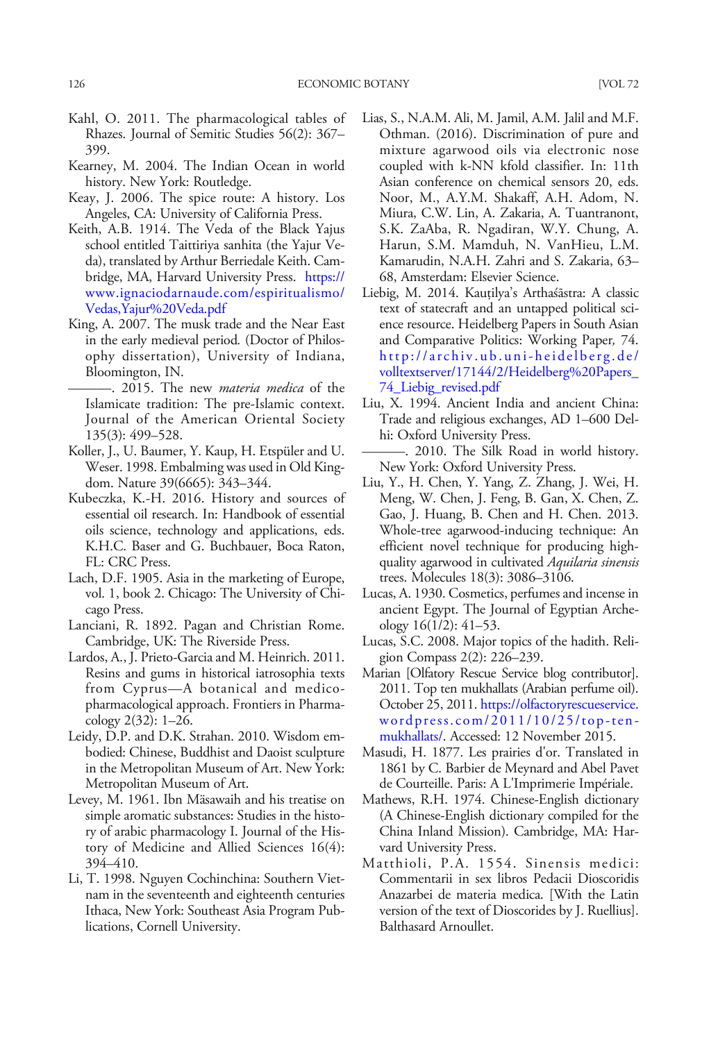Kahl, O. 2011. The pharmacological tables of Rhazes. Journal of Semitic Studies 56(2): 367–399.

Kearney, M. 2004. The Indian Ocean in world history. New York: Routledge.

Keay, J. 2006. The spice route: A history. Los Angeles, CA: University of California Press.

Keith, A.B. 1914. The Veda of the Black Yajus school entitled Taittiriya sanhita (the Yajur Veda), translated by Arthur Berriedale Keith. Cambridge, MA, Harvard University Press. https://www.ignaciodarnaude.com/espiritualismo/Vedas,Yajur%20Veda.pdf

King, A. 2007. The musk trade and the Near East in the early medieval period. (Doctor of Philosophy dissertation), University of Indiana, Bloomington, IN.

———. 2015. The new *materia medica* of the Islamicate tradition: The pre-Islamic context. Journal of the American Oriental Society 135(3): 499–528.

Koller, J., U. Baumer, Y. Kaup, H. Etspüler and U. Weser. 1998. Embalming was used in Old Kingdom. Nature 39(6665): 343–344.

Kubeczka, K.-H. 2016. History and sources of essential oil research. In: Handbook of essential oils science, technology and applications, eds. K.H.C. Baser and G. Buchbauer, Boca Raton, FL: CRC Press.

Lach, D.F. 1905. Asia in the marketing of Europe, vol. 1, book 2. Chicago: The University of Chicago Press.

Lanciani, R. 1892. Pagan and Christian Rome. Cambridge, UK: The Riverside Press.

Lardos, A., J. Prieto-Garcia and M. Heinrich. 2011. Resins and gums in historical iatrosophia texts from Cyprus—A botanical and medico-pharmacological approach. Frontiers in Pharmacology 2(32): 1–26.

Leidy, D.P. and D.K. Strahan. 2010. Wisdom embodied: Chinese, Buddhist and Daoist sculpture in the Metropolitan Museum of Art. New York: Metropolitan Museum of Art.

Levey, M. 1961. Ibn Mäsawaih and his treatise on simple aromatic substances: Studies in the history of arabic pharmacology I. Journal of the History of Medicine and Allied Sciences 16(4): 394–410.

Li, T. 1998. Nguyen Cochinchina: Southern Vietnam in the seventeenth and eighteenth centuries Ithaca, New York: Southeast Asia Program Publications, Cornell University.

Lias, S., N.A.M. Ali, M. Jamil, A.M. Jalil and M.F. Othman. (2016). Discrimination of pure and mixture agarwood oils via electronic nose coupled with k-NN kfold classifier. In: 11th Asian conference on chemical sensors 20, eds. Noor, M., A.Y.M. Shakaff, A.H. Adom, N. Miura, C.W. Lin, A. Zakaria, A. Tuantranont, S.K. ZaAba, R. Ngadiran, W.Y. Chung, A. Harun, S.M. Mamduh, N. VanHieu, L.M. Kamarudin, N.A.H. Zahri and S. Zakaria, 63–68, Amsterdam: Elsevier Science.

Liebig, M. 2014. Kauṭilya's Arthaśāstra: A classic text of statecraft and an untapped political science resource. Heidelberg Papers in South Asian and Comparative Politics: Working Paper, 74. http://archiv.ub.uni-heidelberg.de/volltextserver/17144/2/Heidelberg%20Papers_74_Liebig_revised.pdf

Liu, X. 1994. Ancient India and ancient China: Trade and religious exchanges, AD 1–600 Delhi: Oxford University Press.

———. 2010. The Silk Road in world history. New York: Oxford University Press.

Liu, Y., H. Chen, Y. Yang, Z. Zhang, J. Wei, H. Meng, W. Chen, J. Feng, B. Gan, X. Chen, Z. Gao, J. Huang, B. Chen and H. Chen. 2013. Whole-tree agarwood-inducing technique: An efficient novel technique for producing high-quality agarwood in cultivated *Aquilaria sinensis* trees. Molecules 18(3): 3086–3106.

Lucas, A. 1930. Cosmetics, perfumes and incense in ancient Egypt. The Journal of Egyptian Archeology 16(1/2): 41–53.

Lucas, S.C. 2008. Major topics of the hadith. Religion Compass 2(2): 226–239.

Marian [Olfactory Rescue Service blog contributor]. 2011. Top ten mukhallats (Arabian perfume oil). October 25, 2011. https://olfactoryrescueservice.wordpress.com/2011/10/25/top-ten-mukhallats/. Accessed: 12 November 2015.

Masudi, H. 1877. Les prairies d'or. Translated in 1861 by C. Barbier de Meynard and Abel Pavet de Courteille. Paris: A L'Imprimerie Impériale.

Mathews, R.H. 1974. Chinese-English dictionary (A Chinese-English dictionary compiled for the China Inland Mission). Cambridge, MA: Harvard University Press.

Matthioli, P.A. 1554. Sinensis medici: Commentarii in sex libros Pedacii Dioscoridis Anazarbei de materia medica. [With the Latin version of the text of Dioscorides by J. Ruellius]. Balthasard Arnoullet.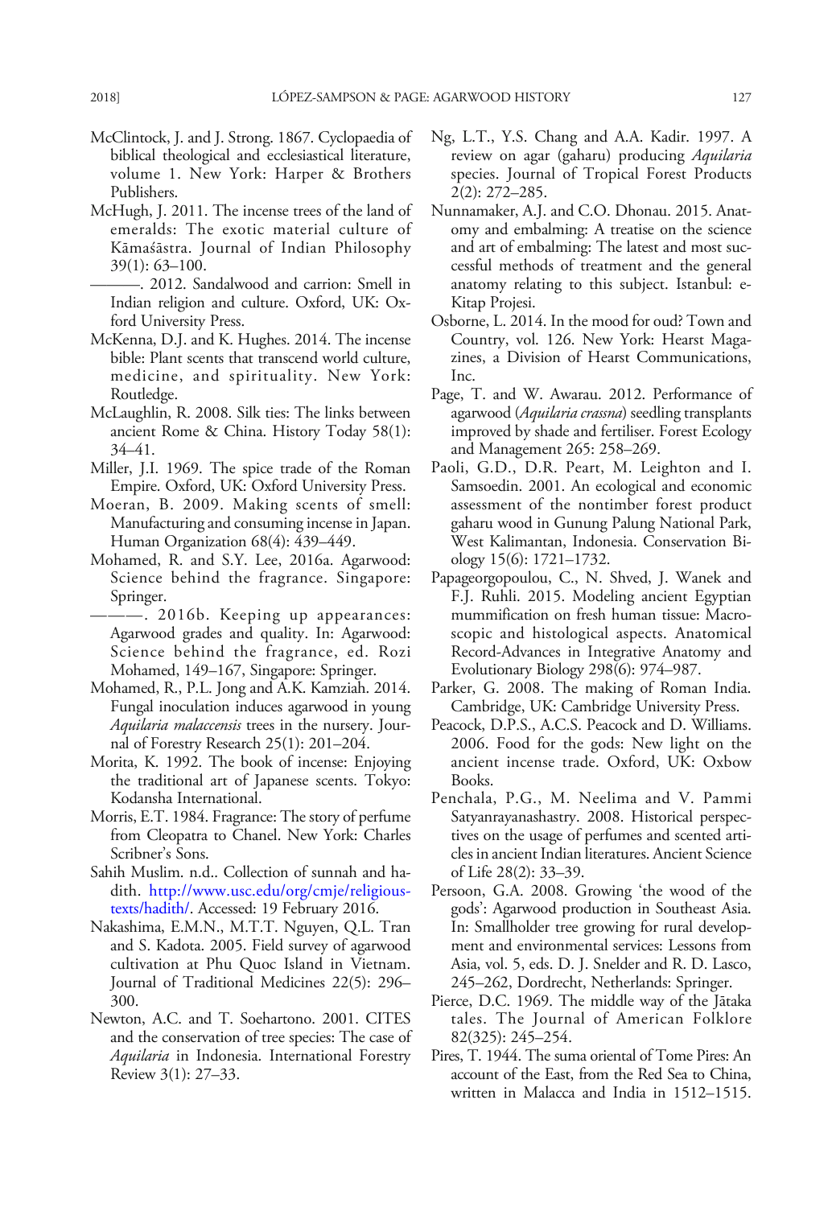McClintock, J. and J. Strong. 1867. Cyclopaedia of biblical theological and ecclesiastical literature, volume 1. New York: Harper & Brothers Publishers.

McHugh, J. 2011. The incense trees of the land of emeralds: The exotic material culture of Kāmaśāstra. Journal of Indian Philosophy 39(1): 63–100.

———. 2012. Sandalwood and carrion: Smell in Indian religion and culture. Oxford, UK: Oxford University Press.

McKenna, D.J. and K. Hughes. 2014. The incense bible: Plant scents that transcend world culture, medicine, and spirituality. New York: Routledge.

McLaughlin, R. 2008. Silk ties: The links between ancient Rome & China. History Today 58(1): 34–41.

Miller, J.I. 1969. The spice trade of the Roman Empire. Oxford, UK: Oxford University Press.

Moeran, B. 2009. Making scents of smell: Manufacturing and consuming incense in Japan. Human Organization 68(4): 439–449.

Mohamed, R. and S.Y. Lee, 2016a. Agarwood: Science behind the fragrance. Singapore: Springer.

———. 2016b. Keeping up appearances: Agarwood grades and quality. In: Agarwood: Science behind the fragrance, ed. Rozi Mohamed, 149–167, Singapore: Springer.

Mohamed, R., P.L. Jong and A.K. Kamziah. 2014. Fungal inoculation induces agarwood in young *Aquilaria malaccensis* trees in the nursery. Journal of Forestry Research 25(1): 201–204.

Morita, K. 1992. The book of incense: Enjoying the traditional art of Japanese scents. Tokyo: Kodansha International.

Morris, E.T. 1984. Fragrance: The story of perfume from Cleopatra to Chanel. New York: Charles Scribner's Sons.

Sahih Muslim. n.d.. Collection of sunnah and hadith. http://www.usc.edu/org/cmje/religious-texts/hadith/. Accessed: 19 February 2016.

Nakashima, E.M.N., M.T.T. Nguyen, Q.L. Tran and S. Kadota. 2005. Field survey of agarwood cultivation at Phu Quoc Island in Vietnam. Journal of Traditional Medicines 22(5): 296–300.

Newton, A.C. and T. Soehartono. 2001. CITES and the conservation of tree species: The case of *Aquilaria* in Indonesia. International Forestry Review 3(1): 27–33.

Ng, L.T., Y.S. Chang and A.A. Kadir. 1997. A review on agar (gaharu) producing *Aquilaria* species. Journal of Tropical Forest Products 2(2): 272–285.

Nunnamaker, A.J. and C.O. Dhonau. 2015. Anatomy and embalming: A treatise on the science and art of embalming: The latest and most successful methods of treatment and the general anatomy relating to this subject. Istanbul: e-Kitap Projesi.

Osborne, L. 2014. In the mood for oud? Town and Country, vol. 126. New York: Hearst Magazines, a Division of Hearst Communications, Inc.

Page, T. and W. Awarau. 2012. Performance of agarwood (*Aquilaria crassna*) seedling transplants improved by shade and fertiliser. Forest Ecology and Management 265: 258–269.

Paoli, G.D., D.R. Peart, M. Leighton and I. Samsoedin. 2001. An ecological and economic assessment of the nontimber forest product gaharu wood in Gunung Palung National Park, West Kalimantan, Indonesia. Conservation Biology 15(6): 1721–1732.

Papageorgopoulou, C., N. Shved, J. Wanek and F.J. Ruhli. 2015. Modeling ancient Egyptian mummification on fresh human tissue: Macroscopic and histological aspects. Anatomical Record-Advances in Integrative Anatomy and Evolutionary Biology 298(6): 974–987.

Parker, G. 2008. The making of Roman India. Cambridge, UK: Cambridge University Press.

Peacock, D.P.S., A.C.S. Peacock and D. Williams. 2006. Food for the gods: New light on the ancient incense trade. Oxford, UK: Oxbow Books.

Penchala, P.G., M. Neelima and V. Pammi Satyanrayanashastry. 2008. Historical perspectives on the usage of perfumes and scented articles in ancient Indian literatures. Ancient Science of Life 28(2): 33–39.

Persoon, G.A. 2008. Growing 'the wood of the gods': Agarwood production in Southeast Asia. In: Smallholder tree growing for rural development and environmental services: Lessons from Asia, vol. 5, eds. D. J. Snelder and R. D. Lasco, 245–262, Dordrecht, Netherlands: Springer.

Pierce, D.C. 1969. The middle way of the Jātaka tales. The Journal of American Folklore 82(325): 245–254.

Pires, T. 1944. The suma oriental of Tome Pires: An account of the East, from the Red Sea to China, written in Malacca and India in 1512–1515.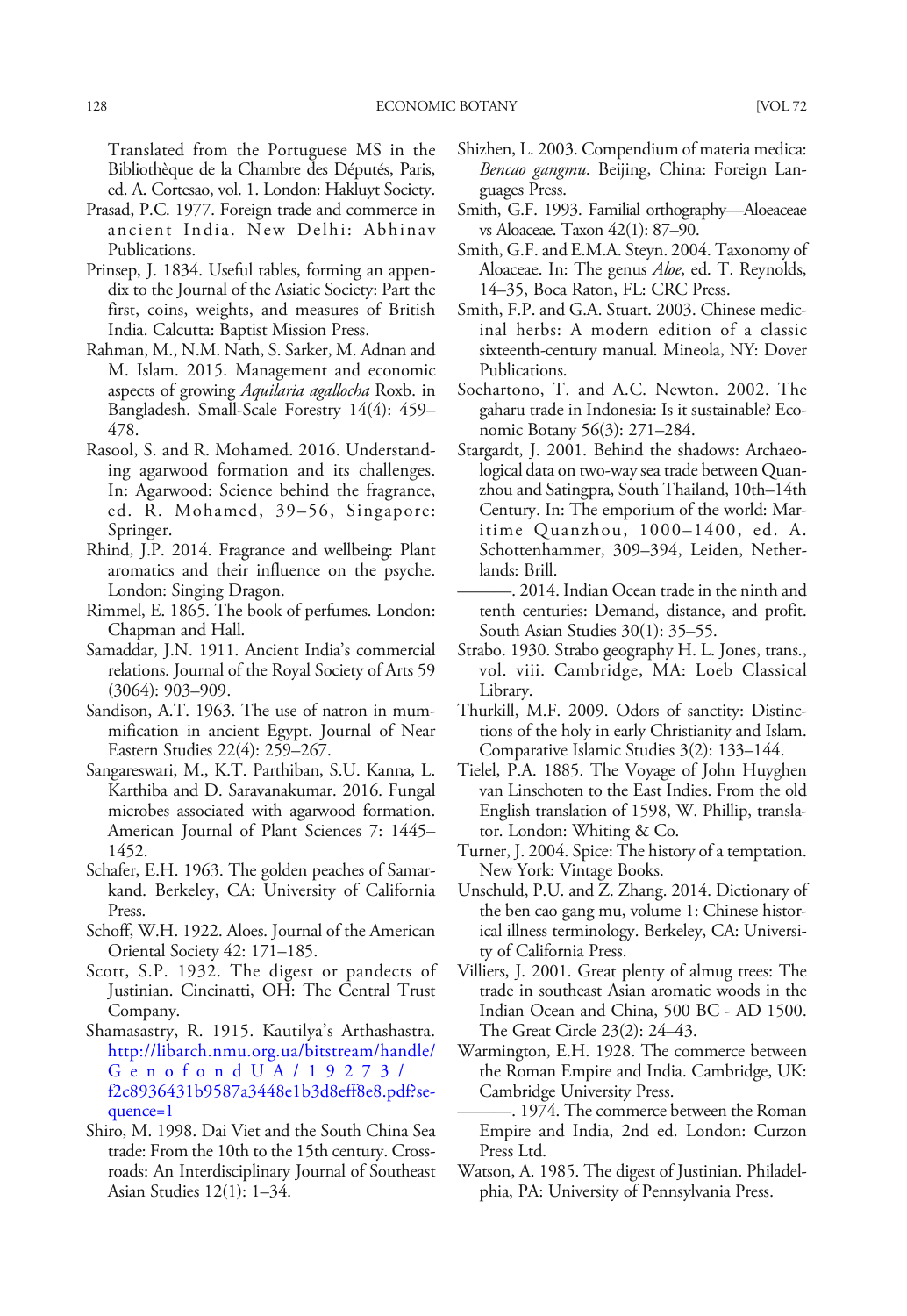Translated from the Portuguese MS in the Bibliothèque de la Chambre des Députés, Paris, ed. A. Cortesao, vol. 1. London: Hakluyt Society.

Prasad, P.C. 1977. Foreign trade and commerce in ancient India. New Delhi: Abhinav Publications.

Prinsep, J. 1834. Useful tables, forming an appendix to the Journal of the Asiatic Society: Part the first, coins, weights, and measures of British India. Calcutta: Baptist Mission Press.

Rahman, M., N.M. Nath, S. Sarker, M. Adnan and M. Islam. 2015. Management and economic aspects of growing *Aquilaria agallocha* Roxb. in Bangladesh. Small-Scale Forestry 14(4): 459–478.

Rasool, S. and R. Mohamed. 2016. Understanding agarwood formation and its challenges. In: Agarwood: Science behind the fragrance, ed. R. Mohamed, 39–56, Singapore: Springer.

Rhind, J.P. 2014. Fragrance and wellbeing: Plant aromatics and their influence on the psyche. London: Singing Dragon.

Rimmel, E. 1865. The book of perfumes. London: Chapman and Hall.

Samaddar, J.N. 1911. Ancient India's commercial relations. Journal of the Royal Society of Arts 59 (3064): 903–909.

Sandison, A.T. 1963. The use of natron in mummification in ancient Egypt. Journal of Near Eastern Studies 22(4): 259–267.

Sangareswari, M., K.T. Parthiban, S.U. Kanna, L. Karthiba and D. Saravanakumar. 2016. Fungal microbes associated with agarwood formation. American Journal of Plant Sciences 7: 1445–1452.

Schafer, E.H. 1963. The golden peaches of Samarkand. Berkeley, CA: University of California Press.

Schoff, W.H. 1922. Aloes. Journal of the American Oriental Society 42: 171–185.

Scott, S.P. 1932. The digest or pandects of Justinian. Cincinnati, OH: The Central Trust Company.

Shamasastry, R. 1915. Kautilya's Arthashastra. http://libarch.nmu.org.ua/bitstream/handle/GenofondUA/19273/f2c8936431b9587a3448e1b3d8eff8e8.pdf?sequence=1

Shiro, M. 1998. Dai Viet and the South China Sea trade: From the 10th to the 15th century. Crossroads: An Interdisciplinary Journal of Southeast Asian Studies 12(1): 1–34.

Shizhen, L. 2003. Compendium of materia medica: *Bencao gangmu*. Beijing, China: Foreign Languages Press.

Smith, G.F. 1993. Familial orthography—Aloeaceae vs Aloaceae. Taxon 42(1): 87–90.

Smith, G.F. and E.M.A. Steyn. 2004. Taxonomy of Aloaceae. In: The genus *Aloe*, ed. T. Reynolds, 14–35, Boca Raton, FL: CRC Press.

Smith, F.P. and G.A. Stuart. 2003. Chinese medicinal herbs: A modern edition of a classic sixteenth-century manual. Mineola, NY: Dover Publications.

Soehartono, T. and A.C. Newton. 2002. The gaharu trade in Indonesia: Is it sustainable? Economic Botany 56(3): 271–284.

Stargardt, J. 2001. Behind the shadows: Archaeological data on two-way sea trade between Quanzhou and Satingpra, South Thailand, 10th–14th Century. In: The emporium of the world: Maritime Quanzhou, 1000–1400, ed. A. Schottenhammer, 309–394, Leiden, Netherlands: Brill.

———. 2014. Indian Ocean trade in the ninth and tenth centuries: Demand, distance, and profit. South Asian Studies 30(1): 35–55.

Strabo. 1930. Strabo geography H. L. Jones, trans., vol. viii. Cambridge, MA: Loeb Classical Library.

Thurkill, M.F. 2009. Odors of sanctity: Distinctions of the holy in early Christianity and Islam. Comparative Islamic Studies 3(2): 133–144.

Tielel, P.A. 1885. The Voyage of John Huyghen van Linschoten to the East Indies. From the old English translation of 1598, W. Phillip, translator. London: Whiting & Co.

Turner, J. 2004. Spice: The history of a temptation. New York: Vintage Books.

Unschuld, P.U. and Z. Zhang. 2014. Dictionary of the ben cao gang mu, volume 1: Chinese historical illness terminology. Berkeley, CA: University of California Press.

Villiers, J. 2001. Great plenty of almug trees: The trade in southeast Asian aromatic woods in the Indian Ocean and China, 500 BC - AD 1500. The Great Circle 23(2): 24–43.

Warmington, E.H. 1928. The commerce between the Roman Empire and India. Cambridge, UK: Cambridge University Press.

———. 1974. The commerce between the Roman Empire and India, 2nd ed. London: Curzon Press Ltd.

Watson, A. 1985. The digest of Justinian. Philadelphia, PA: University of Pennsylvania Press.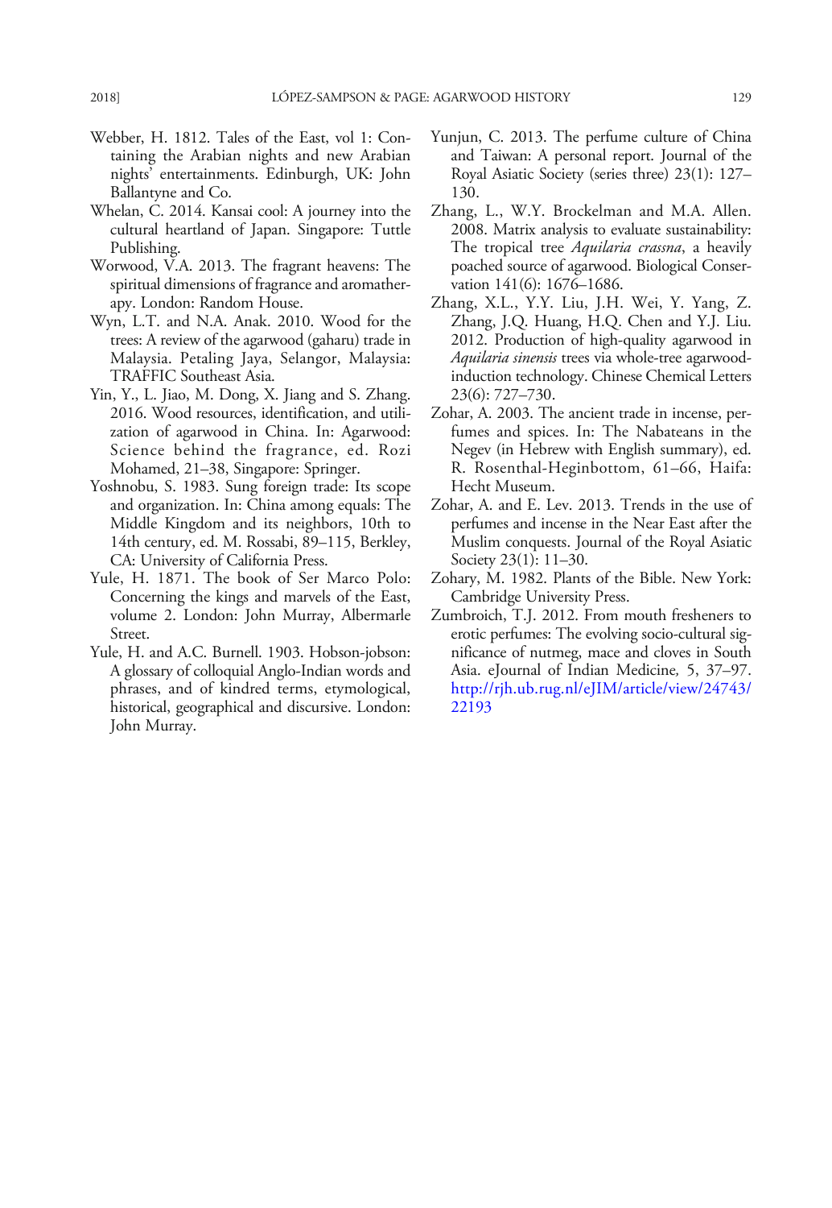Webber, H. 1812. Tales of the East, vol 1: Containing the Arabian nights and new Arabian nights' entertainments. Edinburgh, UK: John Ballantyne and Co.

Whelan, C. 2014. Kansai cool: A journey into the cultural heartland of Japan. Singapore: Tuttle Publishing.

Worwood, V.A. 2013. The fragrant heavens: The spiritual dimensions of fragrance and aromatherapy. London: Random House.

Wyn, L.T. and N.A. Anak. 2010. Wood for the trees: A review of the agarwood (gaharu) trade in Malaysia. Petaling Jaya, Selangor, Malaysia: TRAFFIC Southeast Asia.

Yin, Y., L. Jiao, M. Dong, X. Jiang and S. Zhang. 2016. Wood resources, identification, and utilization of agarwood in China. In: Agarwood: Science behind the fragrance, ed. Rozi Mohamed, 21–38, Singapore: Springer.

Yoshnobu, S. 1983. Sung foreign trade: Its scope and organization. In: China among equals: The Middle Kingdom and its neighbors, 10th to 14th century, ed. M. Rossabi, 89–115, Berkley, CA: University of California Press.

Yule, H. 1871. The book of Ser Marco Polo: Concerning the kings and marvels of the East, volume 2. London: John Murray, Albermarle Street.

Yule, H. and A.C. Burnell. 1903. Hobson-jobson: A glossary of colloquial Anglo-Indian words and phrases, and of kindred terms, etymological, historical, geographical and discursive. London: John Murray.

Yunjun, C. 2013. The perfume culture of China and Taiwan: A personal report. Journal of the Royal Asiatic Society (series three) 23(1): 127–130.

Zhang, L., W.Y. Brockelman and M.A. Allen. 2008. Matrix analysis to evaluate sustainability: The tropical tree *Aquilaria crassna*, a heavily poached source of agarwood. Biological Conservation 141(6): 1676–1686.

Zhang, X.L., Y.Y. Liu, J.H. Wei, Y. Yang, Z. Zhang, J.Q. Huang, H.Q. Chen and Y.J. Liu. 2012. Production of high-quality agarwood in *Aquilaria sinensis* trees via whole-tree agarwood-induction technology. Chinese Chemical Letters 23(6): 727–730.

Zohar, A. 2003. The ancient trade in incense, perfumes and spices. In: The Nabateans in the Negev (in Hebrew with English summary), ed. R. Rosenthal-Heginbottom, 61–66, Haifa: Hecht Museum.

Zohar, A. and E. Lev. 2013. Trends in the use of perfumes and incense in the Near East after the Muslim conquests. Journal of the Royal Asiatic Society 23(1): 11–30.

Zohary, M. 1982. Plants of the Bible. New York: Cambridge University Press.

Zumbroich, T.J. 2012. From mouth fresheners to erotic perfumes: The evolving socio-cultural significance of nutmeg, mace and cloves in South Asia. eJournal of Indian Medicine, 5, 37–97. http://rjh.ub.rug.nl/eJIM/article/view/24743/22193